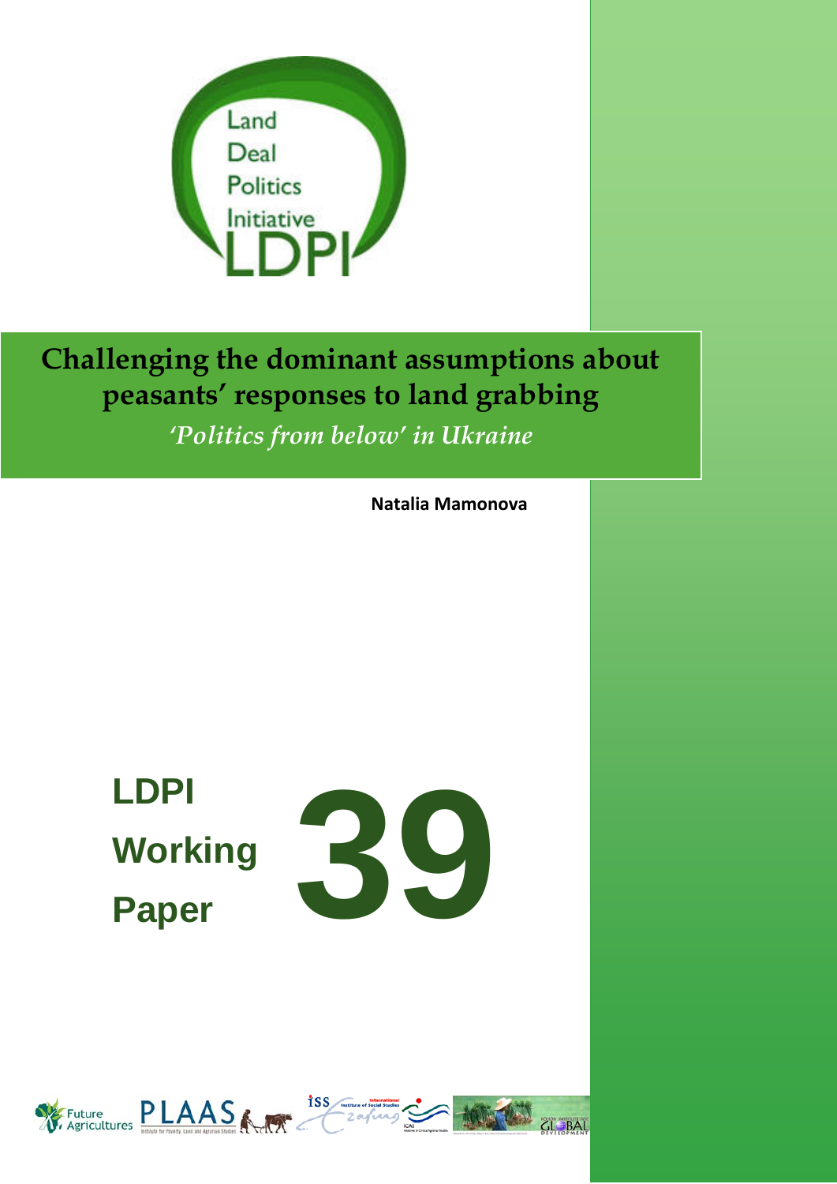Land Deal Politics Initiative

LDPI

# Challenging the dominant assumptions about peasants' responses to land grabbing

*'Politics from below' in Ukraine*

**Natalia Mamonova**

**LDPI Working Paper 39**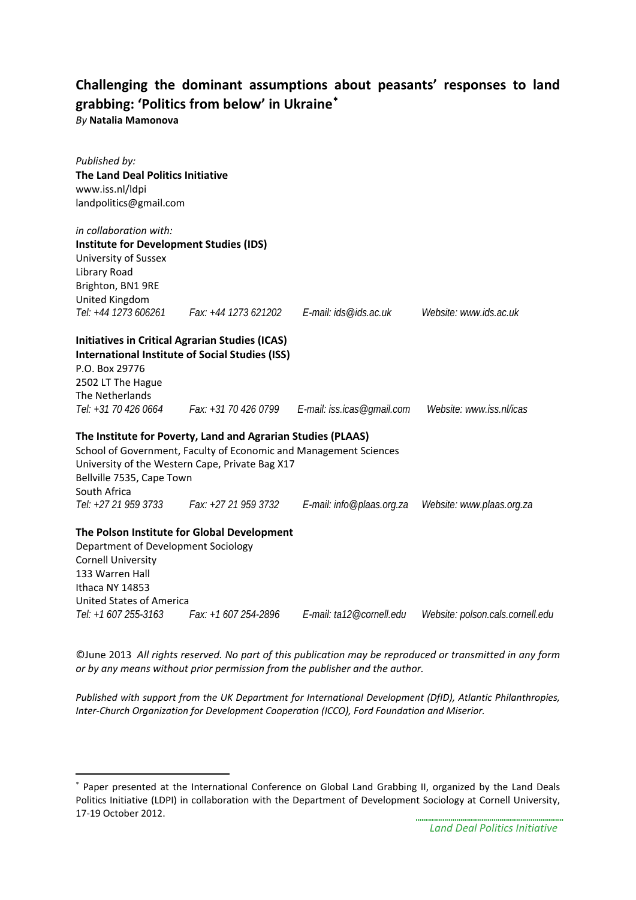# Challenging the dominant assumptions about peasants' responses to land grabbing: 'Politics from below' in Ukraine*

*By* **Natalia Mamonova**

*Published by:*
**The Land Deal Politics Initiative**
www.iss.nl/ldpi
landpolitics@gmail.com

*in collaboration with:*
**Institute for Development Studies (IDS)**
University of Sussex
Library Road
Brighton, BN1 9RE
United Kingdom
*Tel: +44 1273 606261 Fax: +44 1273 621202 E-mail: ids@ids.ac.uk Website: www.ids.ac.uk*

**Initiatives in Critical Agrarian Studies (ICAS)**
**International Institute of Social Studies (ISS)**
P.O. Box 29776
2502 LT The Hague
The Netherlands
*Tel: +31 70 426 0664 Fax: +31 70 426 0799 E-mail: iss.icas@gmail.com Website: www.iss.nl/icas*

**The Institute for Poverty, Land and Agrarian Studies (PLAAS)**
School of Government, Faculty of Economic and Management Sciences
University of the Western Cape, Private Bag X17
Bellville 7535, Cape Town
South Africa
*Tel: +27 21 959 3733 Fax: +27 21 959 3732 E-mail: info@plaas.org.za Website: www.plaas.org.za*

**The Polson Institute for Global Development**
Department of Development Sociology
Cornell University
133 Warren Hall
Ithaca NY 14853
United States of America
*Tel: +1 607 255-3163 Fax: +1 607 254-2896 E-mail: ta12@cornell.edu Website: polson.cals.cornell.edu*

©June 2013 *All rights reserved. No part of this publication may be reproduced or transmitted in any form or by any means without prior permission from the publisher and the author.*

*Published with support from the UK Department for International Development (DfID), Atlantic Philanthropies, Inter-Church Organization for Development Cooperation (ICCO), Ford Foundation and Miserior.*

* Paper presented at the International Conference on Global Land Grabbing II, organized by the Land Deals Politics Initiative (LDPI) in collaboration with the Department of Development Sociology at Cornell University, 17-19 October 2012.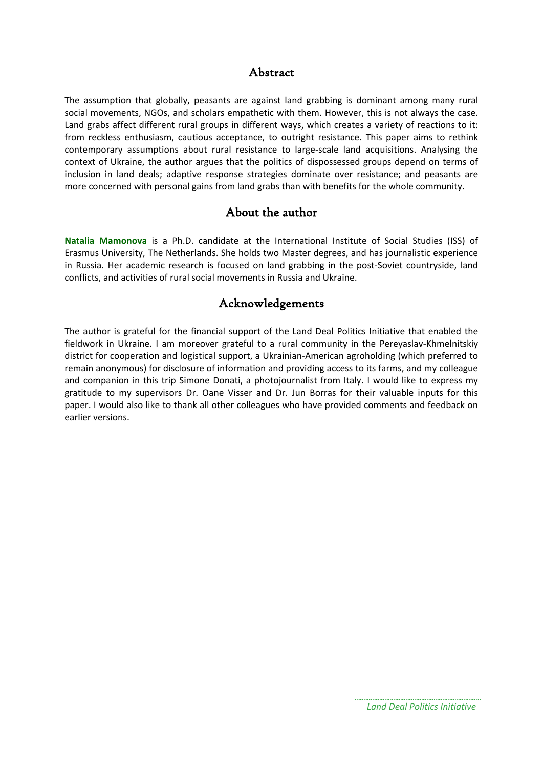## Abstract

The assumption that globally, peasants are against land grabbing is dominant among many rural social movements, NGOs, and scholars empathetic with them. However, this is not always the case. Land grabs affect different rural groups in different ways, which creates a variety of reactions to it: from reckless enthusiasm, cautious acceptance, to outright resistance. This paper aims to rethink contemporary assumptions about rural resistance to large-scale land acquisitions. Analysing the context of Ukraine, the author argues that the politics of dispossessed groups depend on terms of inclusion in land deals; adaptive response strategies dominate over resistance; and peasants are more concerned with personal gains from land grabs than with benefits for the whole community.

## About the author

**Natalia Mamonova** is a Ph.D. candidate at the International Institute of Social Studies (ISS) of Erasmus University, The Netherlands. She holds two Master degrees, and has journalistic experience in Russia. Her academic research is focused on land grabbing in the post-Soviet countryside, land conflicts, and activities of rural social movements in Russia and Ukraine.

## Acknowledgements

The author is grateful for the financial support of the Land Deal Politics Initiative that enabled the fieldwork in Ukraine. I am moreover grateful to a rural community in the Pereyaslav-Khmelnitskiy district for cooperation and logistical support, a Ukrainian-American agroholding (which preferred to remain anonymous) for disclosure of information and providing access to its farms, and my colleague and companion in this trip Simone Donati, a photojournalist from Italy. I would like to express my gratitude to my supervisors Dr. Oane Visser and Dr. Jun Borras for their valuable inputs for this paper. I would also like to thank all other colleagues who have provided comments and feedback on earlier versions.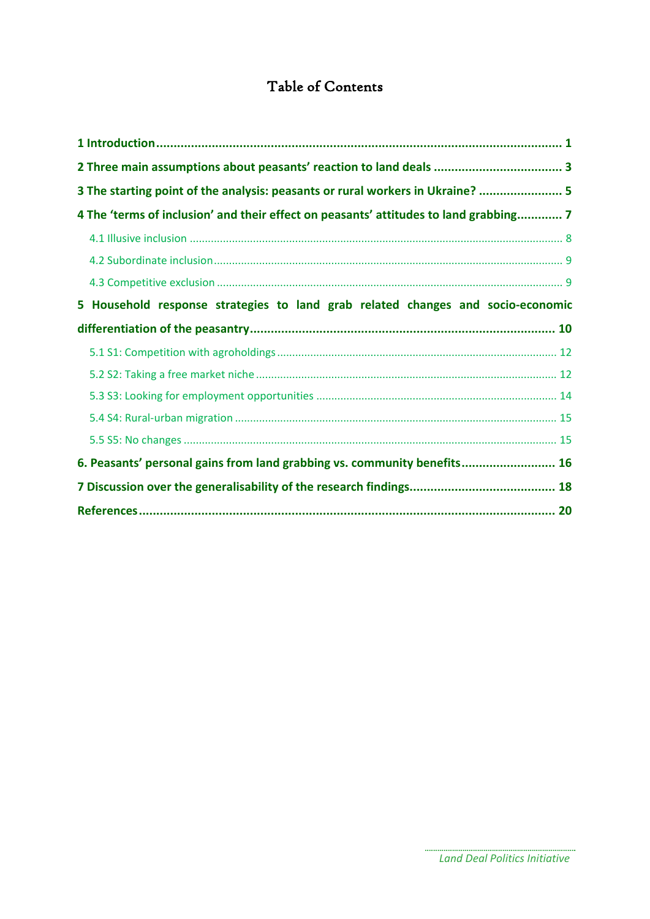# Table of Contents

**1 Introduction** ........................................................ **1**

**2 Three main assumptions about peasants' reaction to land deals** ........................................................ **3**

**3 The starting point of the analysis: peasants or rural workers in Ukraine?** ........................................................ **5**

**4 The 'terms of inclusion' and their effect on peasants' attitudes to land grabbing** ........................................................ **7**

- 4.1 Illusive inclusion ........................................................ 8
- 4.2 Subordinate inclusion ........................................................ 9
- 4.3 Competitive exclusion ........................................................ 9

**5 Household response strategies to land grab related changes and socio-economic differentiation of the peasantry** ........................................................ **10**

- 5.1 S1: Competition with agroholdings ........................................................ 12
- 5.2 S2: Taking a free market niche ........................................................ 12
- 5.3 S3: Looking for employment opportunities ........................................................ 14
- 5.4 S4: Rural-urban migration ........................................................ 15
- 5.5 S5: No changes ........................................................ 15

**6. Peasants' personal gains from land grabbing vs. community benefits** ........................................................ **16**

**7 Discussion over the generalisability of the research findings** ........................................................ **18**

**References** ........................................................ **20**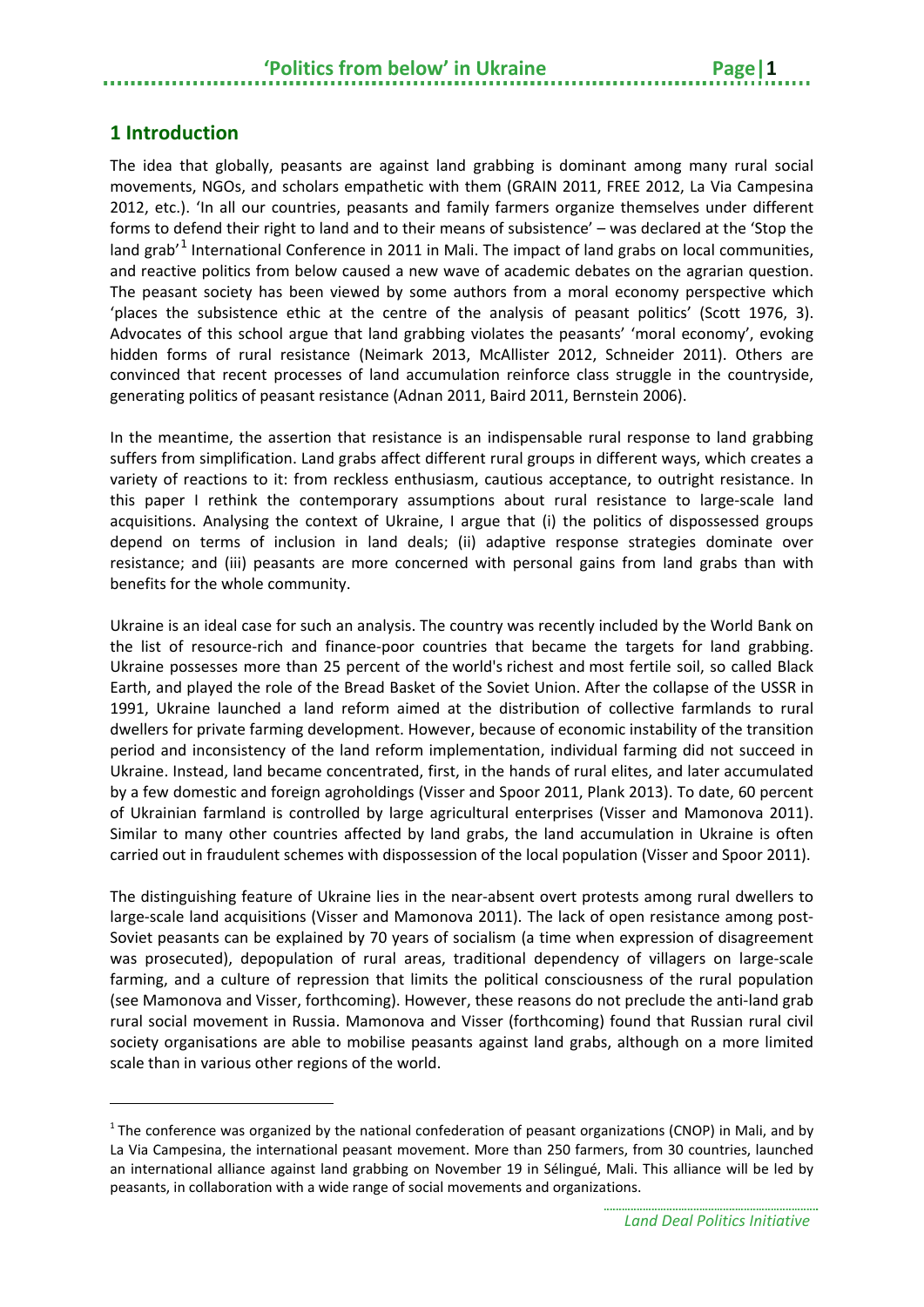## 1 Introduction

The idea that globally, peasants are against land grabbing is dominant among many rural social movements, NGOs, and scholars empathetic with them (GRAIN 2011, FREE 2012, La Via Campesina 2012, etc.). 'In all our countries, peasants and family farmers organize themselves under different forms to defend their right to land and to their means of subsistence' – was declared at the 'Stop the land grab'[1] International Conference in 2011 in Mali. The impact of land grabs on local communities, and reactive politics from below caused a new wave of academic debates on the agrarian question. The peasant society has been viewed by some authors from a moral economy perspective which 'places the subsistence ethic at the centre of the analysis of peasant politics' (Scott 1976, 3). Advocates of this school argue that land grabbing violates the peasants' 'moral economy', evoking hidden forms of rural resistance (Neimark 2013, McAllister 2012, Schneider 2011). Others are convinced that recent processes of land accumulation reinforce class struggle in the countryside, generating politics of peasant resistance (Adnan 2011, Baird 2011, Bernstein 2006).

In the meantime, the assertion that resistance is an indispensable rural response to land grabbing suffers from simplification. Land grabs affect different rural groups in different ways, which creates a variety of reactions to it: from reckless enthusiasm, cautious acceptance, to outright resistance. In this paper I rethink the contemporary assumptions about rural resistance to large-scale land acquisitions. Analysing the context of Ukraine, I argue that (i) the politics of dispossessed groups depend on terms of inclusion in land deals; (ii) adaptive response strategies dominate over resistance; and (iii) peasants are more concerned with personal gains from land grabs than with benefits for the whole community.

Ukraine is an ideal case for such an analysis. The country was recently included by the World Bank on the list of resource-rich and finance-poor countries that became the targets for land grabbing. Ukraine possesses more than 25 percent of the world's richest and most fertile soil, so called Black Earth, and played the role of the Bread Basket of the Soviet Union. After the collapse of the USSR in 1991, Ukraine launched a land reform aimed at the distribution of collective farmlands to rural dwellers for private farming development. However, because of economic instability of the transition period and inconsistency of the land reform implementation, individual farming did not succeed in Ukraine. Instead, land became concentrated, first, in the hands of rural elites, and later accumulated by a few domestic and foreign agroholdings (Visser and Spoor 2011, Plank 2013). To date, 60 percent of Ukrainian farmland is controlled by large agricultural enterprises (Visser and Mamonova 2011). Similar to many other countries affected by land grabs, the land accumulation in Ukraine is often carried out in fraudulent schemes with dispossession of the local population (Visser and Spoor 2011).

The distinguishing feature of Ukraine lies in the near-absent overt protests among rural dwellers to large-scale land acquisitions (Visser and Mamonova 2011). The lack of open resistance among post-Soviet peasants can be explained by 70 years of socialism (a time when expression of disagreement was prosecuted), depopulation of rural areas, traditional dependency of villagers on large-scale farming, and a culture of repression that limits the political consciousness of the rural population (see Mamonova and Visser, forthcoming). However, these reasons do not preclude the anti-land grab rural social movement in Russia. Mamonova and Visser (forthcoming) found that Russian rural civil society organisations are able to mobilise peasants against land grabs, although on a more limited scale than in various other regions of the world.

[1] The conference was organized by the national confederation of peasant organizations (CNOP) in Mali, and by La Via Campesina, the international peasant movement. More than 250 farmers, from 30 countries, launched an international alliance against land grabbing on November 19 in Sélingué, Mali. This alliance will be led by peasants, in collaboration with a wide range of social movements and organizations.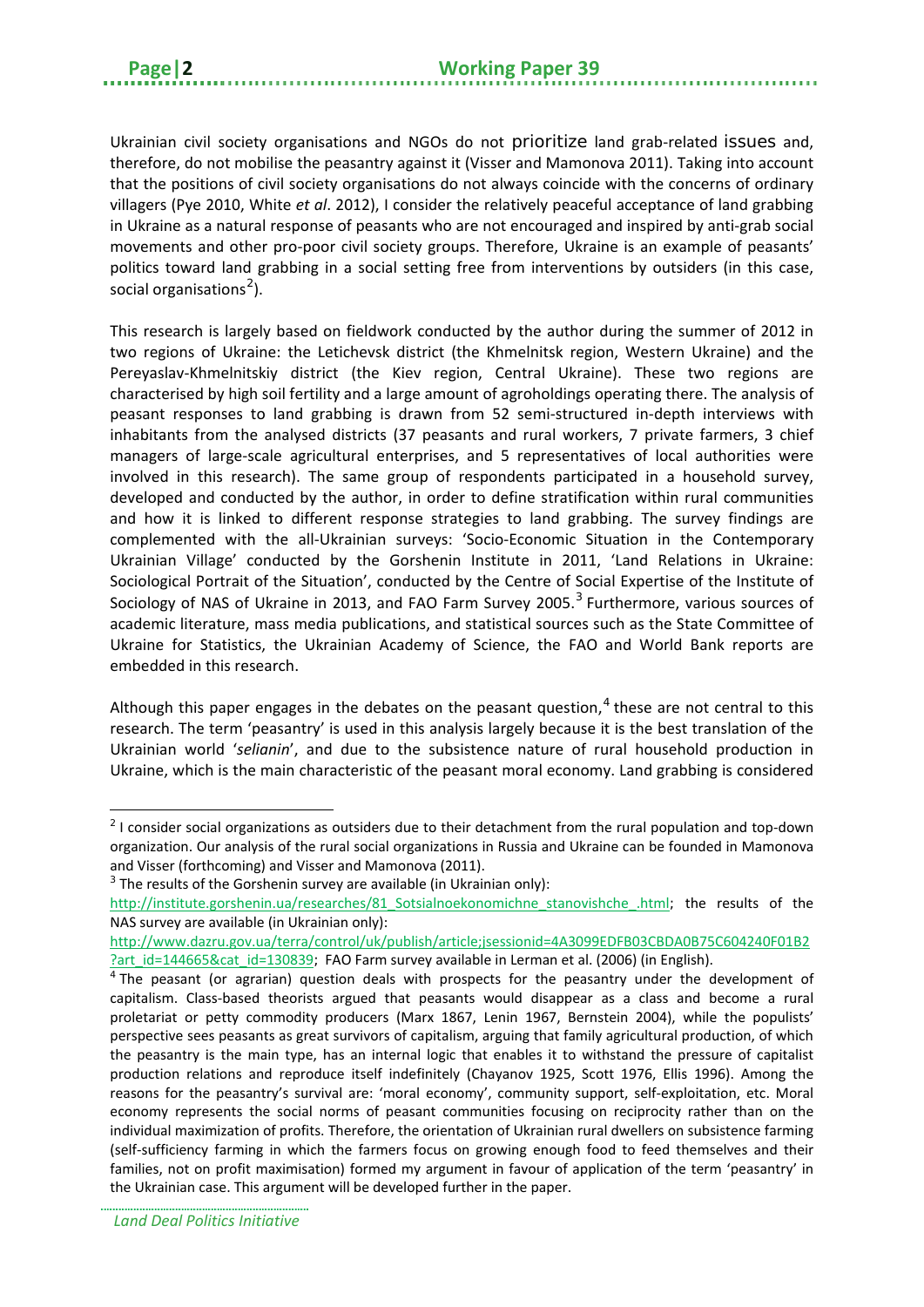Ukrainian civil society organisations and NGOs do not prioritize land grab-related issues and, therefore, do not mobilise the peasantry against it (Visser and Mamonova 2011). Taking into account that the positions of civil society organisations do not always coincide with the concerns of ordinary villagers (Pye 2010, White *et al*. 2012), I consider the relatively peaceful acceptance of land grabbing in Ukraine as a natural response of peasants who are not encouraged and inspired by anti-grab social movements and other pro-poor civil society groups. Therefore, Ukraine is an example of peasants' politics toward land grabbing in a social setting free from interventions by outsiders (in this case, social organisations[2]).

This research is largely based on fieldwork conducted by the author during the summer of 2012 in two regions of Ukraine: the Letichevsk district (the Khmelnitsk region, Western Ukraine) and the Pereyaslav-Khmelnitskiy district (the Kiev region, Central Ukraine). These two regions are characterised by high soil fertility and a large amount of agroholdings operating there. The analysis of peasant responses to land grabbing is drawn from 52 semi-structured in-depth interviews with inhabitants from the analysed districts (37 peasants and rural workers, 7 private farmers, 3 chief managers of large-scale agricultural enterprises, and 5 representatives of local authorities were involved in this research). The same group of respondents participated in a household survey, developed and conducted by the author, in order to define stratification within rural communities and how it is linked to different response strategies to land grabbing. The survey findings are complemented with the all-Ukrainian surveys: 'Socio-Economic Situation in the Contemporary Ukrainian Village' conducted by the Gorshenin Institute in 2011, 'Land Relations in Ukraine: Sociological Portrait of the Situation', conducted by the Centre of Social Expertise of the Institute of Sociology of NAS of Ukraine in 2013, and FAO Farm Survey 2005.[3] Furthermore, various sources of academic literature, mass media publications, and statistical sources such as the State Committee of Ukraine for Statistics, the Ukrainian Academy of Science, the FAO and World Bank reports are embedded in this research.

Although this paper engages in the debates on the peasant question,[4] these are not central to this research. The term 'peasantry' is used in this analysis largely because it is the best translation of the Ukrainian world '*selianin*', and due to the subsistence nature of rural household production in Ukraine, which is the main characteristic of the peasant moral economy. Land grabbing is considered

---

[2] I consider social organizations as outsiders due to their detachment from the rural population and top-down organization. Our analysis of the rural social organizations in Russia and Ukraine can be founded in Mamonova and Visser (forthcoming) and Visser and Mamonova (2011).

[3] The results of the Gorshenin survey are available (in Ukrainian only): http://institute.gorshenin.ua/researches/81_Sotsialnoekonomichne_stanovishche_.html; the results of the NAS survey are available (in Ukrainian only): http://www.dazru.gov.ua/terra/control/uk/publish/article;jsessionid=4A3099EDFB03CBDA0B75C604240F01B2?art_id=144665&cat_id=130839; FAO Farm survey available in Lerman et al. (2006) (in English).

[4] The peasant (or agrarian) question deals with prospects for the peasantry under the development of capitalism. Class-based theorists argued that peasants would disappear as a class and become a rural proletariat or petty commodity producers (Marx 1867, Lenin 1967, Bernstein 2004), while the populists' perspective sees peasants as great survivors of capitalism, arguing that family agricultural production, of which the peasantry is the main type, has an internal logic that enables it to withstand the pressure of capitalist production relations and reproduce itself indefinitely (Chayanov 1925, Scott 1976, Ellis 1996). Among the reasons for the peasantry's survival are: 'moral economy', community support, self-exploitation, etc. Moral economy represents the social norms of peasant communities focusing on reciprocity rather than on the individual maximization of profits. Therefore, the orientation of Ukrainian rural dwellers on subsistence farming (self-sufficiency farming in which the farmers focus on growing enough food to feed themselves and their families, not on profit maximisation) formed my argument in favour of application of the term 'peasantry' in the Ukrainian case. This argument will be developed further in the paper.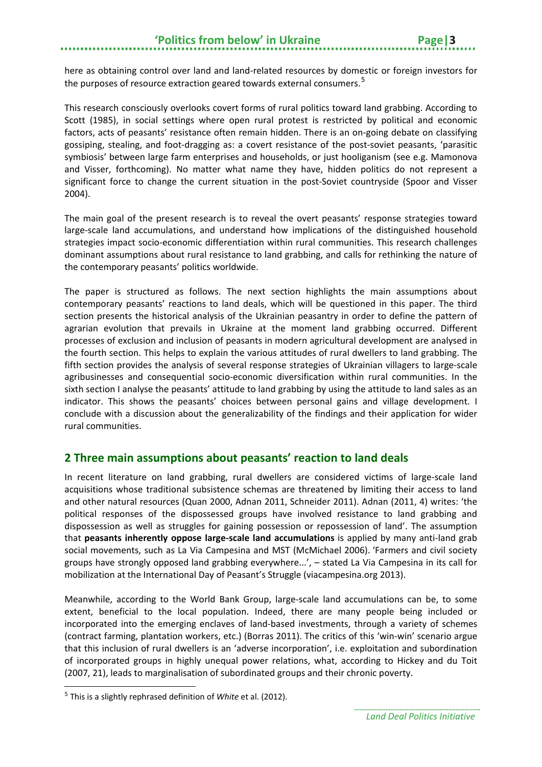here as obtaining control over land and land-related resources by domestic or foreign investors for the purposes of resource extraction geared towards external consumers.[5]

This research consciously overlooks covert forms of rural politics toward land grabbing. According to Scott (1985), in social settings where open rural protest is restricted by political and economic factors, acts of peasants' resistance often remain hidden. There is an on-going debate on classifying gossiping, stealing, and foot-dragging as: a covert resistance of the post-soviet peasants, 'parasitic symbiosis' between large farm enterprises and households, or just hooliganism (see e.g. Mamonova and Visser, forthcoming). No matter what name they have, hidden politics do not represent a significant force to change the current situation in the post-Soviet countryside (Spoor and Visser 2004).

The main goal of the present research is to reveal the overt peasants' response strategies toward large-scale land accumulations, and understand how implications of the distinguished household strategies impact socio-economic differentiation within rural communities. This research challenges dominant assumptions about rural resistance to land grabbing, and calls for rethinking the nature of the contemporary peasants' politics worldwide.

The paper is structured as follows. The next section highlights the main assumptions about contemporary peasants' reactions to land deals, which will be questioned in this paper. The third section presents the historical analysis of the Ukrainian peasantry in order to define the pattern of agrarian evolution that prevails in Ukraine at the moment land grabbing occurred. Different processes of exclusion and inclusion of peasants in modern agricultural development are analysed in the fourth section. This helps to explain the various attitudes of rural dwellers to land grabbing. The fifth section provides the analysis of several response strategies of Ukrainian villagers to large-scale agribusinesses and consequential socio-economic diversification within rural communities. In the sixth section I analyse the peasants' attitude to land grabbing by using the attitude to land sales as an indicator. This shows the peasants' choices between personal gains and village development. I conclude with a discussion about the generalizability of the findings and their application for wider rural communities.

## 2 Three main assumptions about peasants' reaction to land deals

In recent literature on land grabbing, rural dwellers are considered victims of large-scale land acquisitions whose traditional subsistence schemas are threatened by limiting their access to land and other natural resources (Quan 2000, Adnan 2011, Schneider 2011). Adnan (2011, 4) writes: 'the political responses of the dispossessed groups have involved resistance to land grabbing and dispossession as well as struggles for gaining possession or repossession of land'. The assumption that **peasants inherently oppose large-scale land accumulations** is applied by many anti-land grab social movements, such as La Via Campesina and MST (McMichael 2006). 'Farmers and civil society groups have strongly opposed land grabbing everywhere...', – stated La Via Campesina in its call for mobilization at the International Day of Peasant's Struggle (viacampesina.org 2013).

Meanwhile, according to the World Bank Group, large-scale land accumulations can be, to some extent, beneficial to the local population. Indeed, there are many people being included or incorporated into the emerging enclaves of land-based investments, through a variety of schemes (contract farming, plantation workers, etc.) (Borras 2011). The critics of this 'win-win' scenario argue that this inclusion of rural dwellers is an 'adverse incorporation', i.e. exploitation and subordination of incorporated groups in highly unequal power relations, what, according to Hickey and du Toit (2007, 21), leads to marginalisation of subordinated groups and their chronic poverty.

---

[5] This is a slightly rephrased definition of *White* et al. (2012).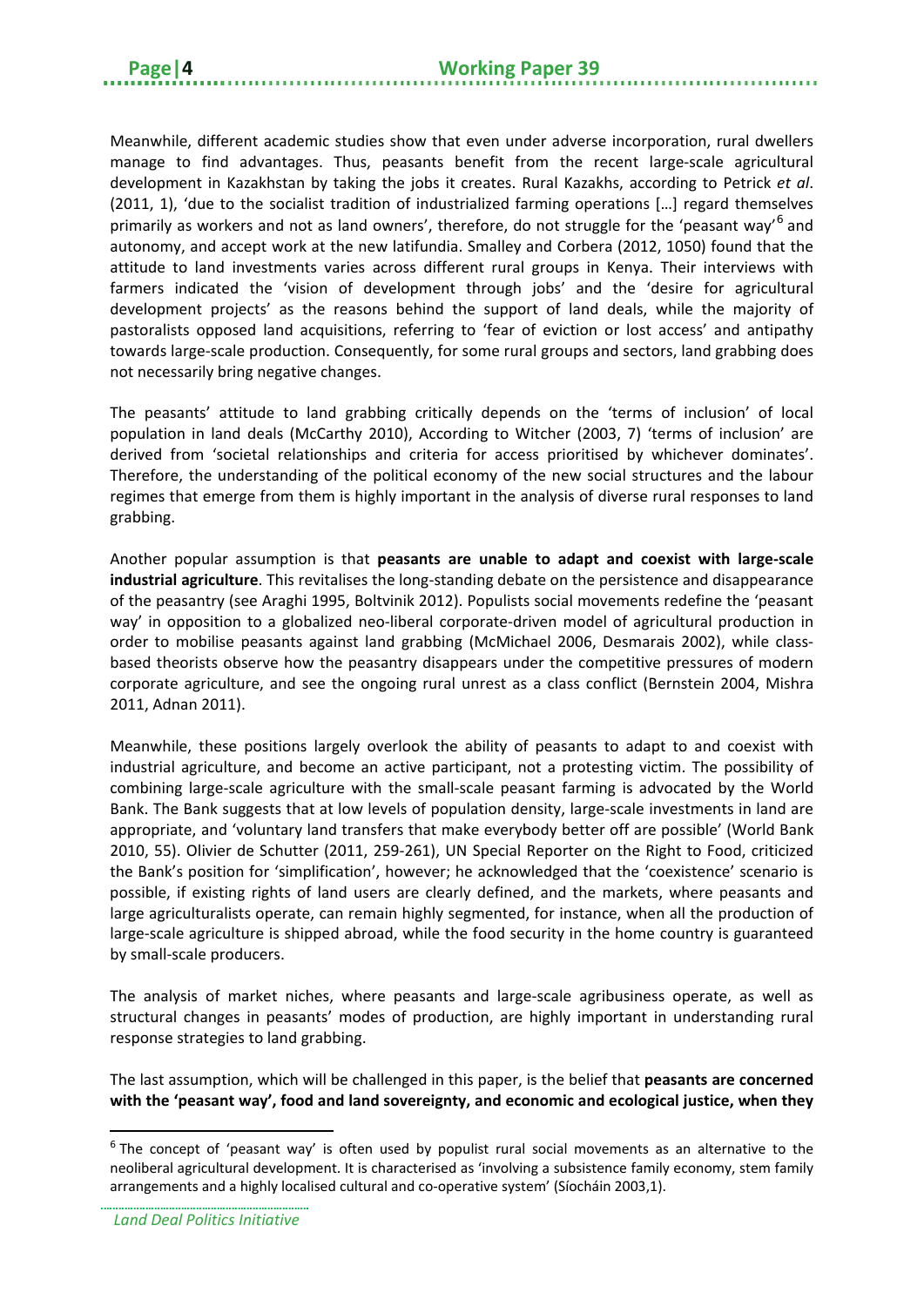Meanwhile, different academic studies show that even under adverse incorporation, rural dwellers manage to find advantages. Thus, peasants benefit from the recent large-scale agricultural development in Kazakhstan by taking the jobs it creates. Rural Kazakhs, according to Petrick *et al*. (2011, 1), 'due to the socialist tradition of industrialized farming operations […] regard themselves primarily as workers and not as land owners', therefore, do not struggle for the 'peasant way'[6] and autonomy, and accept work at the new latifundia. Smalley and Corbera (2012, 1050) found that the attitude to land investments varies across different rural groups in Kenya. Their interviews with farmers indicated the 'vision of development through jobs' and the 'desire for agricultural development projects' as the reasons behind the support of land deals, while the majority of pastoralists opposed land acquisitions, referring to 'fear of eviction or lost access' and antipathy towards large-scale production. Consequently, for some rural groups and sectors, land grabbing does not necessarily bring negative changes.

The peasants' attitude to land grabbing critically depends on the 'terms of inclusion' of local population in land deals (McCarthy 2010), According to Witcher (2003, 7) 'terms of inclusion' are derived from 'societal relationships and criteria for access prioritised by whichever dominates'. Therefore, the understanding of the political economy of the new social structures and the labour regimes that emerge from them is highly important in the analysis of diverse rural responses to land grabbing.

Another popular assumption is that **peasants are unable to adapt and coexist with large-scale industrial agriculture**. This revitalises the long-standing debate on the persistence and disappearance of the peasantry (see Araghi 1995, Boltvinik 2012). Populists social movements redefine the 'peasant way' in opposition to a globalized neo-liberal corporate-driven model of agricultural production in order to mobilise peasants against land grabbing (McMichael 2006, Desmarais 2002), while class-based theorists observe how the peasantry disappears under the competitive pressures of modern corporate agriculture, and see the ongoing rural unrest as a class conflict (Bernstein 2004, Mishra 2011, Adnan 2011).

Meanwhile, these positions largely overlook the ability of peasants to adapt to and coexist with industrial agriculture, and become an active participant, not a protesting victim. The possibility of combining large-scale agriculture with the small-scale peasant farming is advocated by the World Bank. The Bank suggests that at low levels of population density, large-scale investments in land are appropriate, and 'voluntary land transfers that make everybody better off are possible' (World Bank 2010, 55). Olivier de Schutter (2011, 259-261), UN Special Reporter on the Right to Food, criticized the Bank's position for 'simplification', however; he acknowledged that the 'coexistence' scenario is possible, if existing rights of land users are clearly defined, and the markets, where peasants and large agriculturalists operate, can remain highly segmented, for instance, when all the production of large-scale agriculture is shipped abroad, while the food security in the home country is guaranteed by small-scale producers.

The analysis of market niches, where peasants and large-scale agribusiness operate, as well as structural changes in peasants' modes of production, are highly important in understanding rural response strategies to land grabbing.

The last assumption, which will be challenged in this paper, is the belief that **peasants are concerned with the 'peasant way', food and land sovereignty, and economic and ecological justice, when they**

[6] The concept of 'peasant way' is often used by populist rural social movements as an alternative to the neoliberal agricultural development. It is characterised as 'involving a subsistence family economy, stem family arrangements and a highly localised cultural and co-operative system' (Síocháin 2003,1).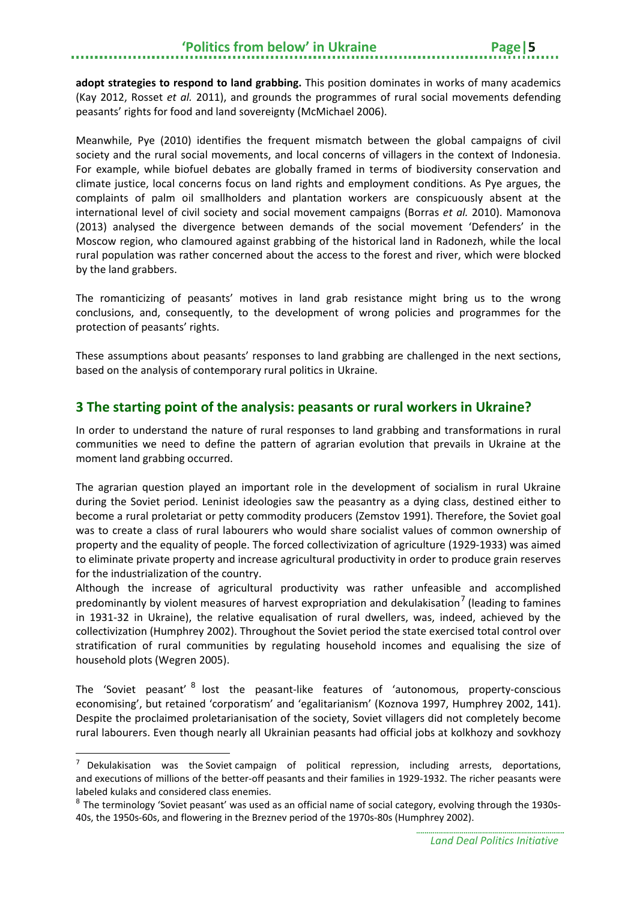**adopt strategies to respond to land grabbing.** This position dominates in works of many academics (Kay 2012, Rosset *et al.* 2011), and grounds the programmes of rural social movements defending peasants' rights for food and land sovereignty (McMichael 2006).

Meanwhile, Pye (2010) identifies the frequent mismatch between the global campaigns of civil society and the rural social movements, and local concerns of villagers in the context of Indonesia. For example, while biofuel debates are globally framed in terms of biodiversity conservation and climate justice, local concerns focus on land rights and employment conditions. As Pye argues, the complaints of palm oil smallholders and plantation workers are conspicuously absent at the international level of civil society and social movement campaigns (Borras *et al.* 2010). Mamonova (2013) analysed the divergence between demands of the social movement 'Defenders' in the Moscow region, who clamoured against grabbing of the historical land in Radonezh, while the local rural population was rather concerned about the access to the forest and river, which were blocked by the land grabbers.

The romanticizing of peasants' motives in land grab resistance might bring us to the wrong conclusions, and, consequently, to the development of wrong policies and programmes for the protection of peasants' rights.

These assumptions about peasants' responses to land grabbing are challenged in the next sections, based on the analysis of contemporary rural politics in Ukraine.

## 3 The starting point of the analysis: peasants or rural workers in Ukraine?

In order to understand the nature of rural responses to land grabbing and transformations in rural communities we need to define the pattern of agrarian evolution that prevails in Ukraine at the moment land grabbing occurred.

The agrarian question played an important role in the development of socialism in rural Ukraine during the Soviet period. Leninist ideologies saw the peasantry as a dying class, destined either to become a rural proletariat or petty commodity producers (Zemstov 1991). Therefore, the Soviet goal was to create a class of rural labourers who would share socialist values of common ownership of property and the equality of people. The forced collectivization of agriculture (1929-1933) was aimed to eliminate private property and increase agricultural productivity in order to produce grain reserves for the industrialization of the country.

Although the increase of agricultural productivity was rather unfeasible and accomplished predominantly by violent measures of harvest expropriation and dekulakisation[7] (leading to famines in 1931-32 in Ukraine), the relative equalisation of rural dwellers, was, indeed, achieved by the collectivization (Humphrey 2002). Throughout the Soviet period the state exercised total control over stratification of rural communities by regulating household incomes and equalising the size of household plots (Wegren 2005).

The 'Soviet peasant'[8] lost the peasant-like features of 'autonomous, property-conscious economising', but retained 'corporatism' and 'egalitarianism' (Koznova 1997, Humphrey 2002, 141). Despite the proclaimed proletarianisation of the society, Soviet villagers did not completely become rural labourers. Even though nearly all Ukrainian peasants had official jobs at kolkhozy and sovkhozy

---

[7] Dekulakisation was the Soviet campaign of political repression, including arrests, deportations, and executions of millions of the better-off peasants and their families in 1929-1932. The richer peasants were labeled kulaks and considered class enemies.

[8] The terminology 'Soviet peasant' was used as an official name of social category, evolving through the 1930s-40s, the 1950s-60s, and flowering in the Breznev period of the 1970s-80s (Humphrey 2002).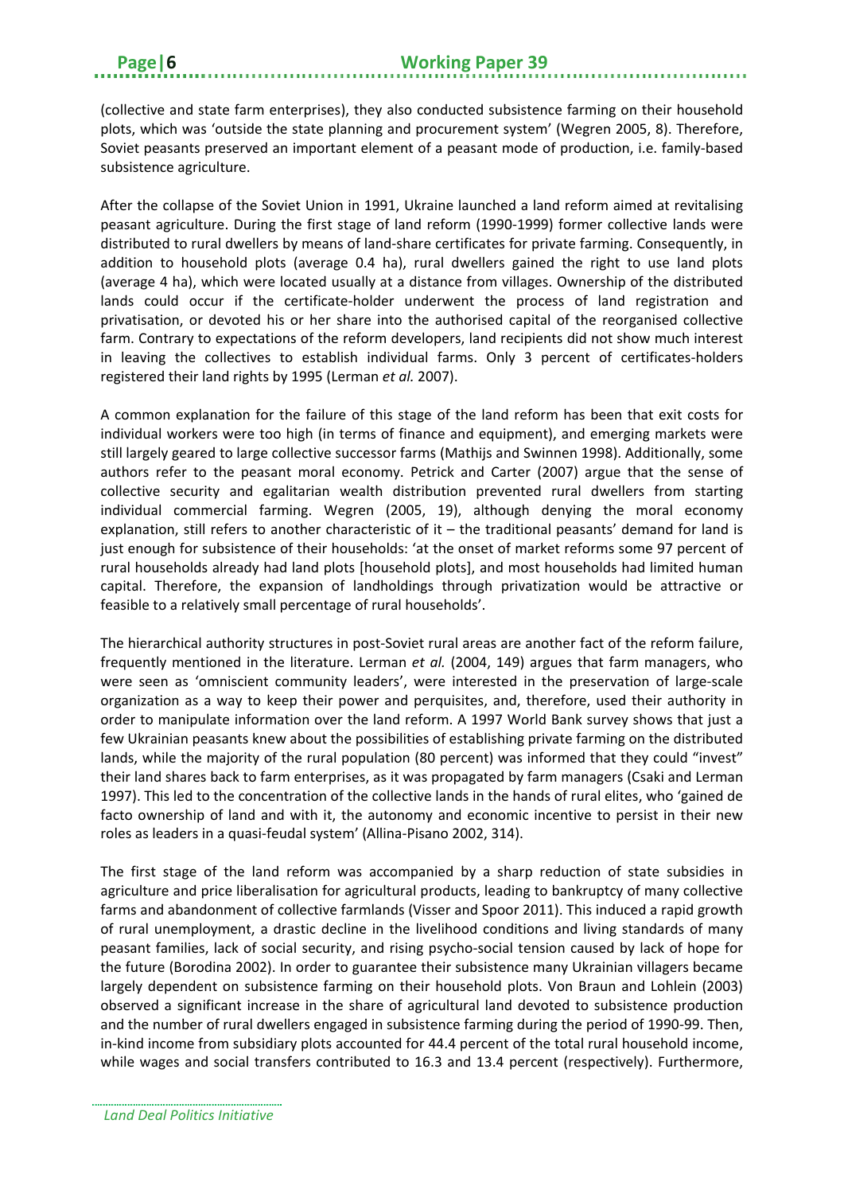(collective and state farm enterprises), they also conducted subsistence farming on their household plots, which was 'outside the state planning and procurement system' (Wegren 2005, 8). Therefore, Soviet peasants preserved an important element of a peasant mode of production, i.e. family-based subsistence agriculture.

After the collapse of the Soviet Union in 1991, Ukraine launched a land reform aimed at revitalising peasant agriculture. During the first stage of land reform (1990-1999) former collective lands were distributed to rural dwellers by means of land-share certificates for private farming. Consequently, in addition to household plots (average 0.4 ha), rural dwellers gained the right to use land plots (average 4 ha), which were located usually at a distance from villages. Ownership of the distributed lands could occur if the certificate-holder underwent the process of land registration and privatisation, or devoted his or her share into the authorised capital of the reorganised collective farm. Contrary to expectations of the reform developers, land recipients did not show much interest in leaving the collectives to establish individual farms. Only 3 percent of certificates-holders registered their land rights by 1995 (Lerman *et al.* 2007).

A common explanation for the failure of this stage of the land reform has been that exit costs for individual workers were too high (in terms of finance and equipment), and emerging markets were still largely geared to large collective successor farms (Mathijs and Swinnen 1998). Additionally, some authors refer to the peasant moral economy. Petrick and Carter (2007) argue that the sense of collective security and egalitarian wealth distribution prevented rural dwellers from starting individual commercial farming. Wegren (2005, 19), although denying the moral economy explanation, still refers to another characteristic of it – the traditional peasants' demand for land is just enough for subsistence of their households: 'at the onset of market reforms some 97 percent of rural households already had land plots [household plots], and most households had limited human capital. Therefore, the expansion of landholdings through privatization would be attractive or feasible to a relatively small percentage of rural households'.

The hierarchical authority structures in post-Soviet rural areas are another fact of the reform failure, frequently mentioned in the literature. Lerman *et al.* (2004, 149) argues that farm managers, who were seen as 'omniscient community leaders', were interested in the preservation of large-scale organization as a way to keep their power and perquisites, and, therefore, used their authority in order to manipulate information over the land reform. A 1997 World Bank survey shows that just a few Ukrainian peasants knew about the possibilities of establishing private farming on the distributed lands, while the majority of the rural population (80 percent) was informed that they could "invest" their land shares back to farm enterprises, as it was propagated by farm managers (Csaki and Lerman 1997). This led to the concentration of the collective lands in the hands of rural elites, who 'gained de facto ownership of land and with it, the autonomy and economic incentive to persist in their new roles as leaders in a quasi-feudal system' (Allina-Pisano 2002, 314).

The first stage of the land reform was accompanied by a sharp reduction of state subsidies in agriculture and price liberalisation for agricultural products, leading to bankruptcy of many collective farms and abandonment of collective farmlands (Visser and Spoor 2011). This induced a rapid growth of rural unemployment, a drastic decline in the livelihood conditions and living standards of many peasant families, lack of social security, and rising psycho-social tension caused by lack of hope for the future (Borodina 2002). In order to guarantee their subsistence many Ukrainian villagers became largely dependent on subsistence farming on their household plots. Von Braun and Lohlein (2003) observed a significant increase in the share of agricultural land devoted to subsistence production and the number of rural dwellers engaged in subsistence farming during the period of 1990-99. Then, in-kind income from subsidiary plots accounted for 44.4 percent of the total rural household income, while wages and social transfers contributed to 16.3 and 13.4 percent (respectively). Furthermore,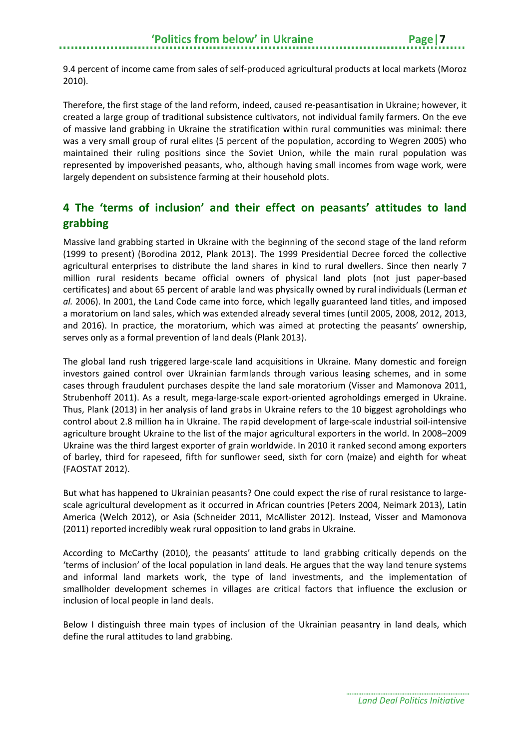9.4 percent of income came from sales of self-produced agricultural products at local markets (Moroz 2010).

Therefore, the first stage of the land reform, indeed, caused re-peasantisation in Ukraine; however, it created a large group of traditional subsistence cultivators, not individual family farmers. On the eve of massive land grabbing in Ukraine the stratification within rural communities was minimal: there was a very small group of rural elites (5 percent of the population, according to Wegren 2005) who maintained their ruling positions since the Soviet Union, while the main rural population was represented by impoverished peasants, who, although having small incomes from wage work, were largely dependent on subsistence farming at their household plots.

## 4 The 'terms of inclusion' and their effect on peasants' attitudes to land grabbing

Massive land grabbing started in Ukraine with the beginning of the second stage of the land reform (1999 to present) (Borodina 2012, Plank 2013). The 1999 Presidential Decree forced the collective agricultural enterprises to distribute the land shares in kind to rural dwellers. Since then nearly 7 million rural residents became official owners of physical land plots (not just paper-based certificates) and about 65 percent of arable land was physically owned by rural individuals (Lerman *et al.* 2006). In 2001, the Land Code came into force, which legally guaranteed land titles, and imposed a moratorium on land sales, which was extended already several times (until 2005, 2008, 2012, 2013, and 2016). In practice, the moratorium, which was aimed at protecting the peasants' ownership, serves only as a formal prevention of land deals (Plank 2013).

The global land rush triggered large-scale land acquisitions in Ukraine. Many domestic and foreign investors gained control over Ukrainian farmlands through various leasing schemes, and in some cases through fraudulent purchases despite the land sale moratorium (Visser and Mamonova 2011, Strubenhoff 2011). As a result, mega-large-scale export-oriented agroholdings emerged in Ukraine. Thus, Plank (2013) in her analysis of land grabs in Ukraine refers to the 10 biggest agroholdings who control about 2.8 million ha in Ukraine. The rapid development of large-scale industrial soil-intensive agriculture brought Ukraine to the list of the major agricultural exporters in the world. In 2008–2009 Ukraine was the third largest exporter of grain worldwide. In 2010 it ranked second among exporters of barley, third for rapeseed, fifth for sunflower seed, sixth for corn (maize) and eighth for wheat (FAOSTAT 2012).

But what has happened to Ukrainian peasants? One could expect the rise of rural resistance to large-scale agricultural development as it occurred in African countries (Peters 2004, Neimark 2013), Latin America (Welch 2012), or Asia (Schneider 2011, McAllister 2012). Instead, Visser and Mamonova (2011) reported incredibly weak rural opposition to land grabs in Ukraine.

According to McCarthy (2010), the peasants' attitude to land grabbing critically depends on the 'terms of inclusion' of the local population in land deals. He argues that the way land tenure systems and informal land markets work, the type of land investments, and the implementation of smallholder development schemes in villages are critical factors that influence the exclusion or inclusion of local people in land deals.

Below I distinguish three main types of inclusion of the Ukrainian peasantry in land deals, which define the rural attitudes to land grabbing.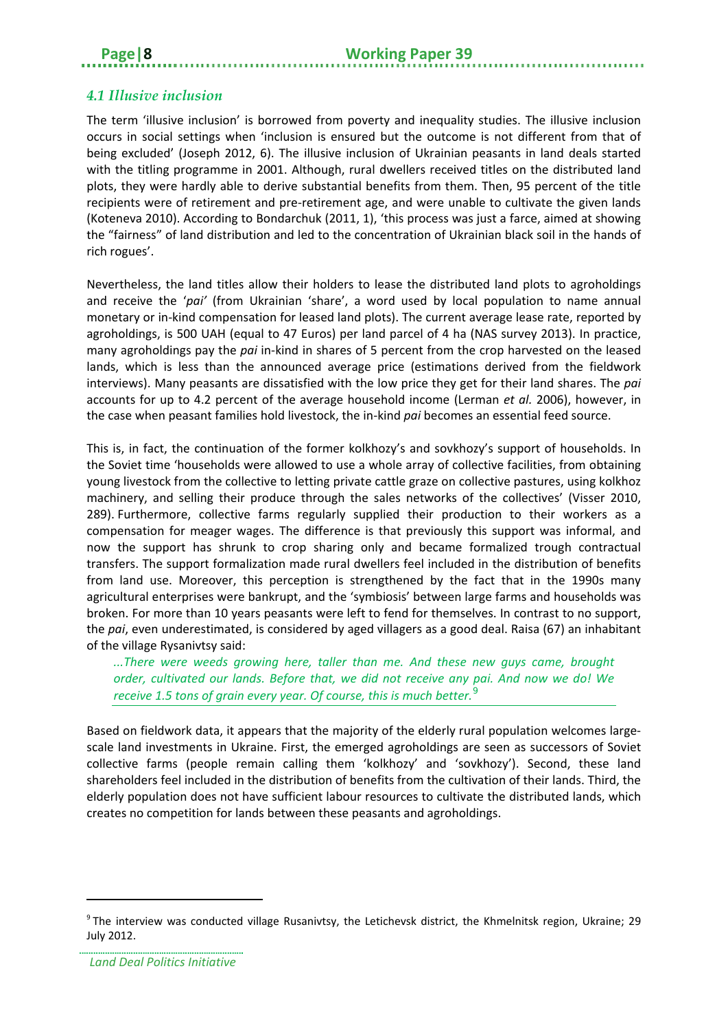### *4.1 Illusive inclusion*

The term 'illusive inclusion' is borrowed from poverty and inequality studies. The illusive inclusion occurs in social settings when 'inclusion is ensured but the outcome is not different from that of being excluded' (Joseph 2012, 6). The illusive inclusion of Ukrainian peasants in land deals started with the titling programme in 2001. Although, rural dwellers received titles on the distributed land plots, they were hardly able to derive substantial benefits from them. Then, 95 percent of the title recipients were of retirement and pre-retirement age, and were unable to cultivate the given lands (Koteneva 2010). According to Bondarchuk (2011, 1), 'this process was just a farce, aimed at showing the "fairness" of land distribution and led to the concentration of Ukrainian black soil in the hands of rich rogues'.

Nevertheless, the land titles allow their holders to lease the distributed land plots to agroholdings and receive the '*pai'* (from Ukrainian 'share', a word used by local population to name annual monetary or in-kind compensation for leased land plots). The current average lease rate, reported by agroholdings, is 500 UAH (equal to 47 Euros) per land parcel of 4 ha (NAS survey 2013). In practice, many agroholdings pay the *pai* in-kind in shares of 5 percent from the crop harvested on the leased lands, which is less than the announced average price (estimations derived from the fieldwork interviews). Many peasants are dissatisfied with the low price they get for their land shares. The *pai* accounts for up to 4.2 percent of the average household income (Lerman *et al.* 2006), however, in the case when peasant families hold livestock, the in-kind *pai* becomes an essential feed source.

This is, in fact, the continuation of the former kolkhozy's and sovkhozy's support of households. In the Soviet time 'households were allowed to use a whole array of collective facilities, from obtaining young livestock from the collective to letting private cattle graze on collective pastures, using kolkhoz machinery, and selling their produce through the sales networks of the collectives' (Visser 2010, 289). Furthermore, collective farms regularly supplied their production to their workers as a compensation for meager wages. The difference is that previously this support was informal, and now the support has shrunk to crop sharing only and became formalized trough contractual transfers. The support formalization made rural dwellers feel included in the distribution of benefits from land use. Moreover, this perception is strengthened by the fact that in the 1990s many agricultural enterprises were bankrupt, and the 'symbiosis' between large farms and households was broken. For more than 10 years peasants were left to fend for themselves. In contrast to no support, the *pai*, even underestimated, is considered by aged villagers as a good deal. Raisa (67) an inhabitant of the village Rysanivtsy said:

> *...There were weeds growing here, taller than me. And these new guys came, brought order, cultivated our lands. Before that, we did not receive any pai. And now we do! We receive 1.5 tons of grain every year. Of course, this is much better.*[9]

Based on fieldwork data, it appears that the majority of the elderly rural population welcomes large-scale land investments in Ukraine. First, the emerged agroholdings are seen as successors of Soviet collective farms (people remain calling them 'kolkhozy' and 'sovkhozy'). Second, these land shareholders feel included in the distribution of benefits from the cultivation of their lands. Third, the elderly population does not have sufficient labour resources to cultivate the distributed lands, which creates no competition for lands between these peasants and agroholdings.

---

[9] The interview was conducted village Rusanivtsy, the Letichevsk district, the Khmelnitsk region, Ukraine; 29 July 2012.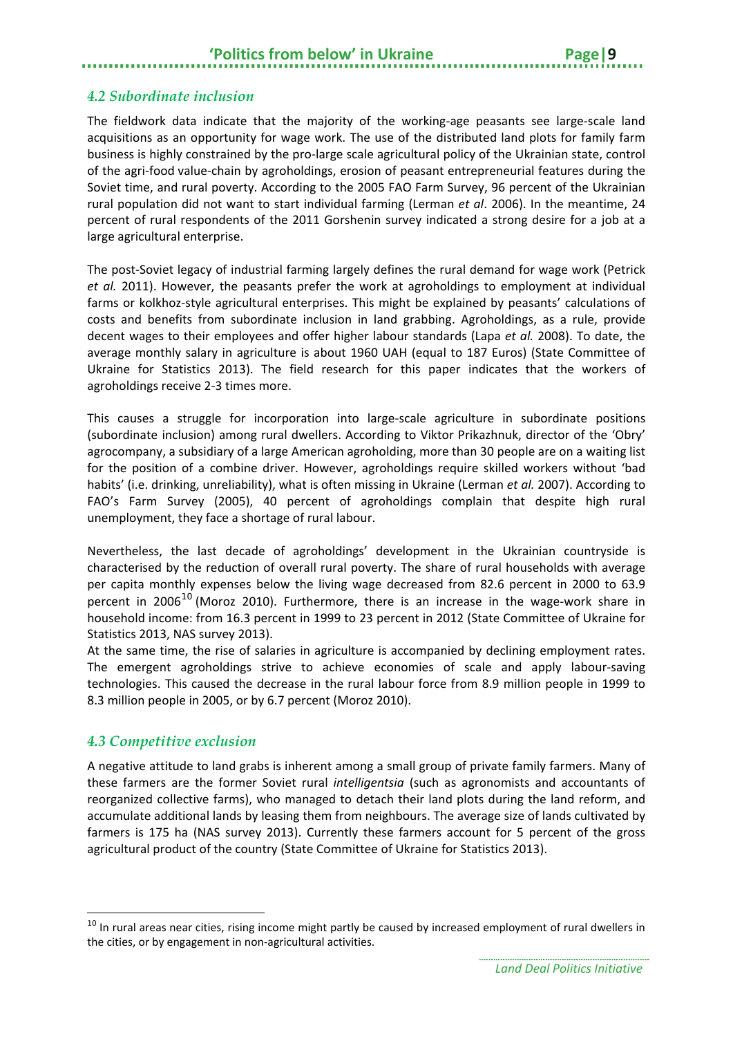### *4.2 Subordinate inclusion*

The fieldwork data indicate that the majority of the working-age peasants see large-scale land acquisitions as an opportunity for wage work. The use of the distributed land plots for family farm business is highly constrained by the pro-large scale agricultural policy of the Ukrainian state, control of the agri-food value-chain by agroholdings, erosion of peasant entrepreneurial features during the Soviet time, and rural poverty. According to the 2005 FAO Farm Survey, 96 percent of the Ukrainian rural population did not want to start individual farming (Lerman *et al*. 2006). In the meantime, 24 percent of rural respondents of the 2011 Gorshenin survey indicated a strong desire for a job at a large agricultural enterprise.

The post-Soviet legacy of industrial farming largely defines the rural demand for wage work (Petrick *et al.* 2011). However, the peasants prefer the work at agroholdings to employment at individual farms or kolkhoz-style agricultural enterprises. This might be explained by peasants' calculations of costs and benefits from subordinate inclusion in land grabbing. Agroholdings, as a rule, provide decent wages to their employees and offer higher labour standards (Lapa *et al.* 2008). To date, the average monthly salary in agriculture is about 1960 UAH (equal to 187 Euros) (State Committee of Ukraine for Statistics 2013). The field research for this paper indicates that the workers of agroholdings receive 2-3 times more.

This causes a struggle for incorporation into large-scale agriculture in subordinate positions (subordinate inclusion) among rural dwellers. According to Viktor Prikazhnuk, director of the 'Obry' agrocompany, a subsidiary of a large American agroholding, more than 30 people are on a waiting list for the position of a combine driver. However, agroholdings require skilled workers without 'bad habits' (i.e. drinking, unreliability), what is often missing in Ukraine (Lerman *et al.* 2007). According to FAO's Farm Survey (2005), 40 percent of agroholdings complain that despite high rural unemployment, they face a shortage of rural labour.

Nevertheless, the last decade of agroholdings' development in the Ukrainian countryside is characterised by the reduction of overall rural poverty. The share of rural households with average per capita monthly expenses below the living wage decreased from 82.6 percent in 2000 to 63.9 percent in 2006[10] (Moroz 2010). Furthermore, there is an increase in the wage-work share in household income: from 16.3 percent in 1999 to 23 percent in 2012 (State Committee of Ukraine for Statistics 2013, NAS survey 2013).

At the same time, the rise of salaries in agriculture is accompanied by declining employment rates. The emergent agroholdings strive to achieve economies of scale and apply labour-saving technologies. This caused the decrease in the rural labour force from 8.9 million people in 1999 to 8.3 million people in 2005, or by 6.7 percent (Moroz 2010).

### *4.3 Competitive exclusion*

A negative attitude to land grabs is inherent among a small group of private family farmers. Many of these farmers are the former Soviet rural *intelligentsia* (such as agronomists and accountants of reorganized collective farms), who managed to detach their land plots during the land reform, and accumulate additional lands by leasing them from neighbours. The average size of lands cultivated by farmers is 175 ha (NAS survey 2013). Currently these farmers account for 5 percent of the gross agricultural product of the country (State Committee of Ukraine for Statistics 2013).

[10] In rural areas near cities, rising income might partly be caused by increased employment of rural dwellers in the cities, or by engagement in non-agricultural activities.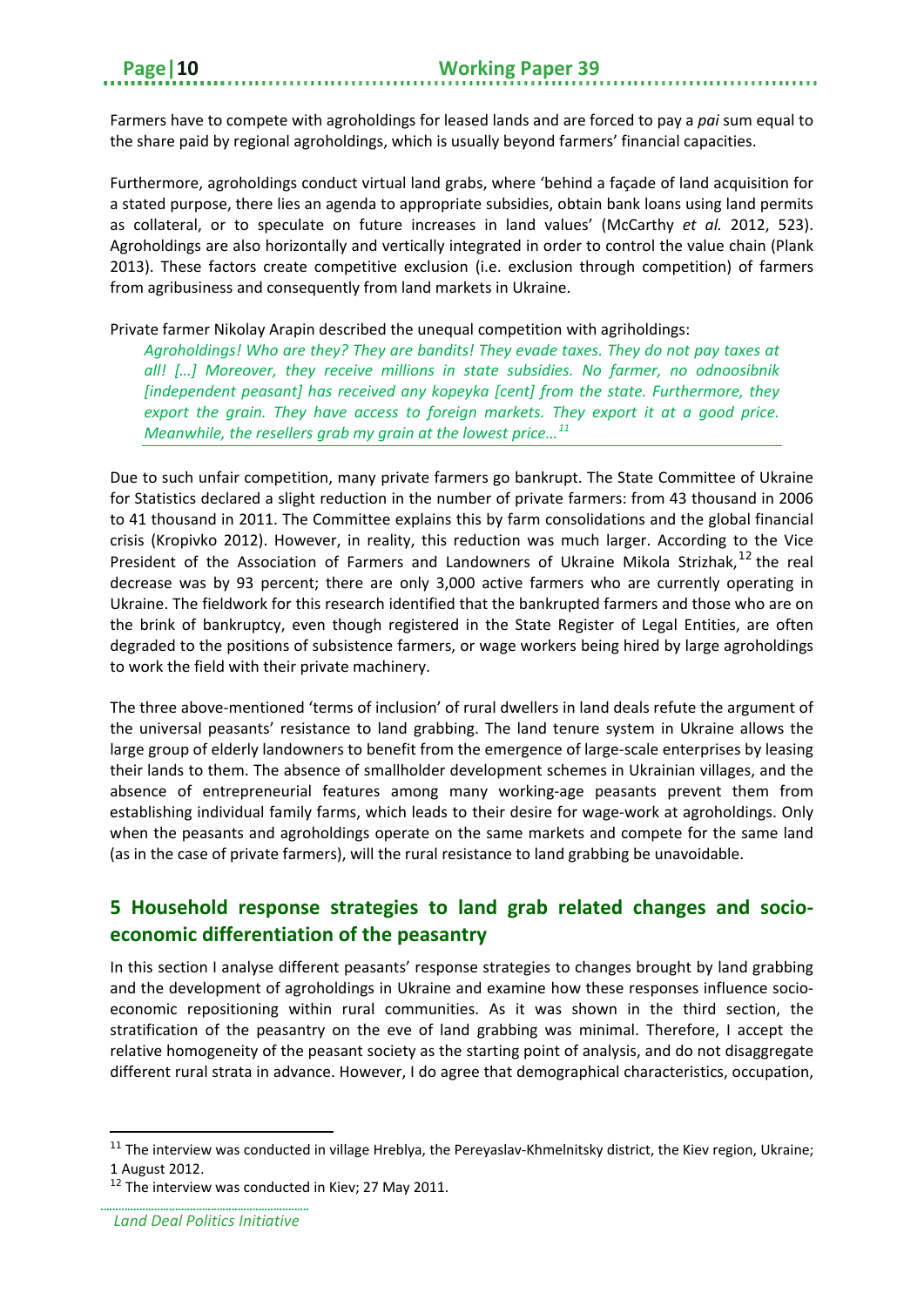Farmers have to compete with agroholdings for leased lands and are forced to pay a *pai* sum equal to the share paid by regional agroholdings, which is usually beyond farmers' financial capacities.

Furthermore, agroholdings conduct virtual land grabs, where 'behind a façade of land acquisition for a stated purpose, there lies an agenda to appropriate subsidies, obtain bank loans using land permits as collateral, or to speculate on future increases in land values' (McCarthy *et al.* 2012, 523). Agroholdings are also horizontally and vertically integrated in order to control the value chain (Plank 2013). These factors create competitive exclusion (i.e. exclusion through competition) of farmers from agribusiness and consequently from land markets in Ukraine.

Private farmer Nikolay Arapin described the unequal competition with agriholdings:

> *Agroholdings! Who are they? They are bandits! They evade taxes. They do not pay taxes at all! […] Moreover, they receive millions in state subsidies. No farmer, no odnoosibnik [independent peasant] has received any kopeyka [cent] from the state. Furthermore, they export the grain. They have access to foreign markets. They export it at a good price. Meanwhile, the resellers grab my grain at the lowest price…*[11]

Due to such unfair competition, many private farmers go bankrupt. The State Committee of Ukraine for Statistics declared a slight reduction in the number of private farmers: from 43 thousand in 2006 to 41 thousand in 2011. The Committee explains this by farm consolidations and the global financial crisis (Kropivko 2012). However, in reality, this reduction was much larger. According to the Vice President of the Association of Farmers and Landowners of Ukraine Mikola Strizhak,[12] the real decrease was by 93 percent; there are only 3,000 active farmers who are currently operating in Ukraine. The fieldwork for this research identified that the bankrupted farmers and those who are on the brink of bankruptcy, even though registered in the State Register of Legal Entities, are often degraded to the positions of subsistence farmers, or wage workers being hired by large agroholdings to work the field with their private machinery.

The three above-mentioned 'terms of inclusion' of rural dwellers in land deals refute the argument of the universal peasants' resistance to land grabbing. The land tenure system in Ukraine allows the large group of elderly landowners to benefit from the emergence of large-scale enterprises by leasing their lands to them. The absence of smallholder development schemes in Ukrainian villages, and the absence of entrepreneurial features among many working-age peasants prevent them from establishing individual family farms, which leads to their desire for wage-work at agroholdings. Only when the peasants and agroholdings operate on the same markets and compete for the same land (as in the case of private farmers), will the rural resistance to land grabbing be unavoidable.

## 5 Household response strategies to land grab related changes and socio-economic differentiation of the peasantry

In this section I analyse different peasants' response strategies to changes brought by land grabbing and the development of agroholdings in Ukraine and examine how these responses influence socio-economic repositioning within rural communities. As it was shown in the third section, the stratification of the peasantry on the eve of land grabbing was minimal. Therefore, I accept the relative homogeneity of the peasant society as the starting point of analysis, and do not disaggregate different rural strata in advance. However, I do agree that demographical characteristics, occupation,

---

[11] The interview was conducted in village Hreblya, the Pereyaslav-Khmelnitsky district, the Kiev region, Ukraine; 1 August 2012.

[12] The interview was conducted in Kiev; 27 May 2011.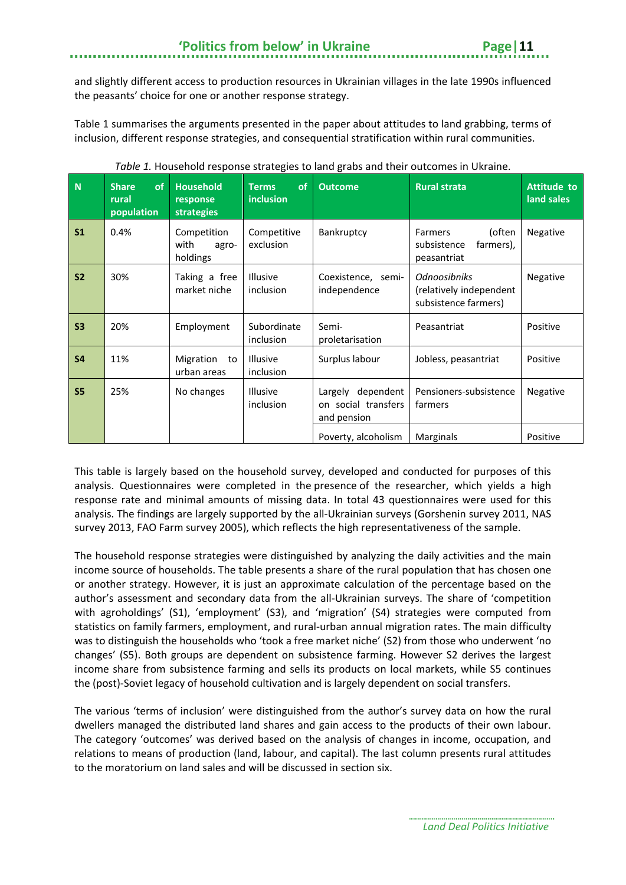and slightly different access to production resources in Ukrainian villages in the late 1990s influenced the peasants' choice for one or another response strategy.

Table 1 summarises the arguments presented in the paper about attitudes to land grabbing, terms of inclusion, different response strategies, and consequential stratification within rural communities.

*Table 1.* Household response strategies to land grabs and their outcomes in Ukraine.

| N | Share of rural population | Household response strategies | Terms of inclusion | Outcome | Rural strata | Attitude to land sales |
|---|---|---|---|---|---|---|
| S1 | 0.4% | Competition with agro-holdings | Competitive exclusion | Bankruptcy | Farmers (often subsistence farmers), peasantriat | Negative |
| S2 | 30% | Taking a free market niche | Illusive inclusion | Coexistence, semi-independence | *Odnoosibniks* (relatively independent subsistence farmers) | Negative |
| S3 | 20% | Employment | Subordinate inclusion | Semi-proletarisation | Peasantriat | Positive |
| S4 | 11% | Migration to urban areas | Illusive inclusion | Surplus labour | Jobless, peasantriat | Positive |
| S5 | 25% | No changes | Illusive inclusion | Largely dependent on social transfers and pension | Pensioners-subsistence farmers | Negative |
| | | | | Poverty, alcoholism | Marginals | Positive |

This table is largely based on the household survey, developed and conducted for purposes of this analysis. Questionnaires were completed in the presence of the researcher, which yields a high response rate and minimal amounts of missing data. In total 43 questionnaires were used for this analysis. The findings are largely supported by the all-Ukrainian surveys (Gorshenin survey 2011, NAS survey 2013, FAO Farm survey 2005), which reflects the high representativeness of the sample.

The household response strategies were distinguished by analyzing the daily activities and the main income source of households. The table presents a share of the rural population that has chosen one or another strategy. However, it is just an approximate calculation of the percentage based on the author's assessment and secondary data from the all-Ukrainian surveys. The share of 'competition with agroholdings' (S1), 'employment' (S3), and 'migration' (S4) strategies were computed from statistics on family farmers, employment, and rural-urban annual migration rates. The main difficulty was to distinguish the households who 'took a free market niche' (S2) from those who underwent 'no changes' (S5). Both groups are dependent on subsistence farming. However S2 derives the largest income share from subsistence farming and sells its products on local markets, while S5 continues the (post)-Soviet legacy of household cultivation and is largely dependent on social transfers.

The various 'terms of inclusion' were distinguished from the author's survey data on how the rural dwellers managed the distributed land shares and gain access to the products of their own labour. The category 'outcomes' was derived based on the analysis of changes in income, occupation, and relations to means of production (land, labour, and capital). The last column presents rural attitudes to the moratorium on land sales and will be discussed in section six.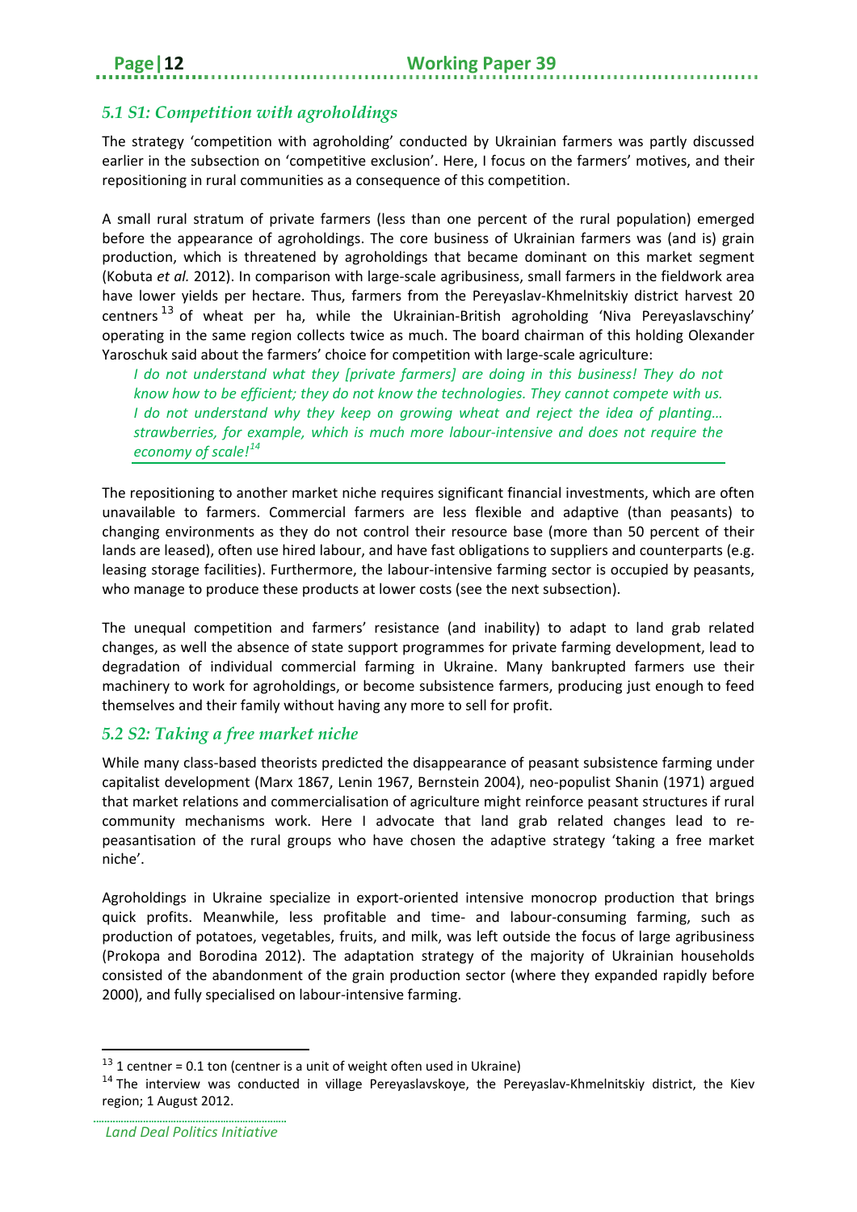## *5.1 S1: Competition with agroholdings*

The strategy 'competition with agroholding' conducted by Ukrainian farmers was partly discussed earlier in the subsection on 'competitive exclusion'. Here, I focus on the farmers' motives, and their repositioning in rural communities as a consequence of this competition.

A small rural stratum of private farmers (less than one percent of the rural population) emerged before the appearance of agroholdings. The core business of Ukrainian farmers was (and is) grain production, which is threatened by agroholdings that became dominant on this market segment (Kobuta *et al.* 2012). In comparison with large-scale agribusiness, small farmers in the fieldwork area have lower yields per hectare. Thus, farmers from the Pereyaslav-Khmelnitskiy district harvest 20 centners[13] of wheat per ha, while the Ukrainian-British agroholding 'Niva Pereyaslavschiny' operating in the same region collects twice as much. The board chairman of this holding Olexander Yaroschuk said about the farmers' choice for competition with large-scale agriculture:

> *I do not understand what they [private farmers] are doing in this business! They do not know how to be efficient; they do not know the technologies. They cannot compete with us. I do not understand why they keep on growing wheat and reject the idea of planting… strawberries, for example, which is much more labour-intensive and does not require the economy of scale!*[14]

The repositioning to another market niche requires significant financial investments, which are often unavailable to farmers. Commercial farmers are less flexible and adaptive (than peasants) to changing environments as they do not control their resource base (more than 50 percent of their lands are leased), often use hired labour, and have fast obligations to suppliers and counterparts (e.g. leasing storage facilities). Furthermore, the labour-intensive farming sector is occupied by peasants, who manage to produce these products at lower costs (see the next subsection).

The unequal competition and farmers' resistance (and inability) to adapt to land grab related changes, as well the absence of state support programmes for private farming development, lead to degradation of individual commercial farming in Ukraine. Many bankrupted farmers use their machinery to work for agroholdings, or become subsistence farmers, producing just enough to feed themselves and their family without having any more to sell for profit.

## *5.2 S2: Taking a free market niche*

While many class-based theorists predicted the disappearance of peasant subsistence farming under capitalist development (Marx 1867, Lenin 1967, Bernstein 2004), neo-populist Shanin (1971) argued that market relations and commercialisation of agriculture might reinforce peasant structures if rural community mechanisms work. Here I advocate that land grab related changes lead to re-peasantisation of the rural groups who have chosen the adaptive strategy 'taking a free market niche'.

Agroholdings in Ukraine specialize in export-oriented intensive monocrop production that brings quick profits. Meanwhile, less profitable and time- and labour-consuming farming, such as production of potatoes, vegetables, fruits, and milk, was left outside the focus of large agribusiness (Prokopa and Borodina 2012). The adaptation strategy of the majority of Ukrainian households consisted of the abandonment of the grain production sector (where they expanded rapidly before 2000), and fully specialised on labour-intensive farming.

---

[13] 1 centner = 0.1 ton (centner is a unit of weight often used in Ukraine)

[14] The interview was conducted in village Pereyaslavskoye, the Pereyaslav-Khmelnitskiy district, the Kiev region; 1 August 2012.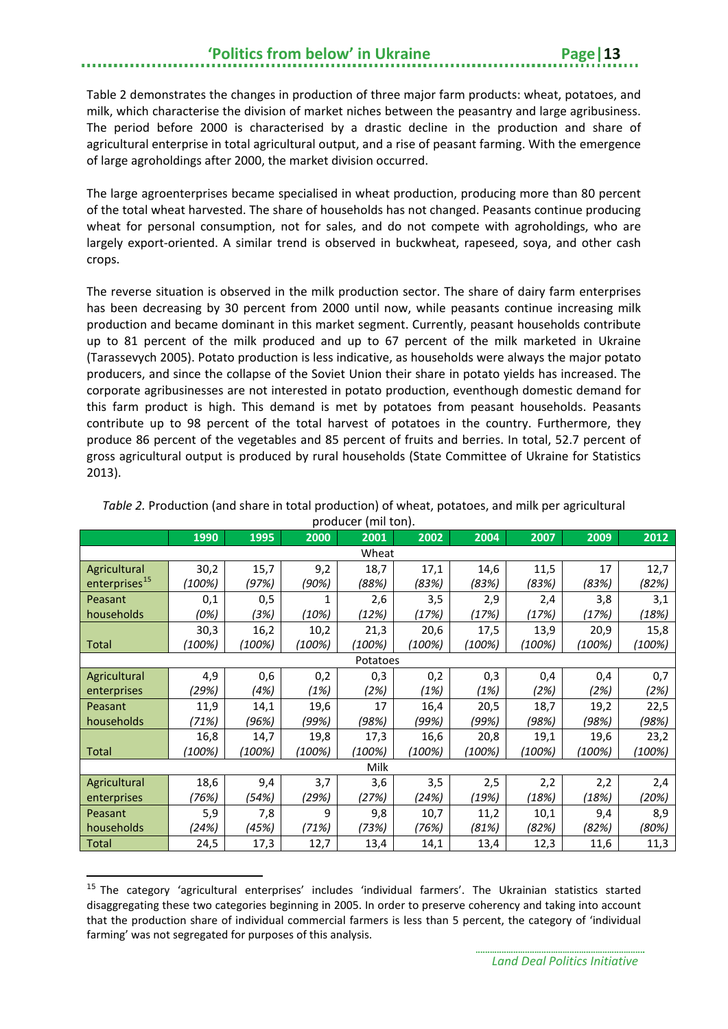Table 2 demonstrates the changes in production of three major farm products: wheat, potatoes, and milk, which characterise the division of market niches between the peasantry and large agribusiness. The period before 2000 is characterised by a drastic decline in the production and share of agricultural enterprise in total agricultural output, and a rise of peasant farming. With the emergence of large agroholdings after 2000, the market division occurred.

The large agroenterprises became specialised in wheat production, producing more than 80 percent of the total wheat harvested. The share of households has not changed. Peasants continue producing wheat for personal consumption, not for sales, and do not compete with agroholdings, who are largely export-oriented. A similar trend is observed in buckwheat, rapeseed, soya, and other cash crops.

The reverse situation is observed in the milk production sector. The share of dairy farm enterprises has been decreasing by 30 percent from 2000 until now, while peasants continue increasing milk production and became dominant in this market segment. Currently, peasant households contribute up to 81 percent of the milk produced and up to 67 percent of the milk marketed in Ukraine (Tarassevych 2005). Potato production is less indicative, as households were always the major potato producers, and since the collapse of the Soviet Union their share in potato yields has increased. The corporate agribusinesses are not interested in potato production, eventhough domestic demand for this farm product is high. This demand is met by potatoes from peasant households. Peasants contribute up to 98 percent of the total harvest of potatoes in the country. Furthermore, they produce 86 percent of the vegetables and 85 percent of fruits and berries. In total, 52.7 percent of gross agricultural output is produced by rural households (State Committee of Ukraine for Statistics 2013).

*Table 2.* Production (and share in total production) of wheat, potatoes, and milk per agricultural producer (mil ton).

| | 1990 | 1995 | 2000 | 2001 | 2002 | 2004 | 2007 | 2009 | 2012 |
|---|---|---|---|---|---|---|---|---|---|
| Wheat | | | | | | | | | |
| Agricultural enterprises[15] | 30,2 *(100%)* | 15,7 *(97%)* | 9,2 *(90%)* | 18,7 *(88%)* | 17,1 *(83%)* | 14,6 *(83%)* | 11,5 *(83%)* | 17 *(83%)* | 12,7 *(82%)* |
| Peasant households | 0,1 *(0%)* | 0,5 *(3%)* | 1 *(10%)* | 2,6 *(12%)* | 3,5 *(17%)* | 2,9 *(17%)* | 2,4 *(17%)* | 3,8 *(17%)* | 3,1 *(18%)* |
| Total | 30,3 *(100%)* | 16,2 *(100%)* | 10,2 *(100%)* | 21,3 *(100%)* | 20,6 *(100%)* | 17,5 *(100%)* | 13,9 *(100%)* | 20,9 *(100%)* | 15,8 *(100%)* |
| Potatoes | | | | | | | | | |
| Agricultural enterprises | 4,9 *(29%)* | 0,6 *(4%)* | 0,2 *(1%)* | 0,3 *(2%)* | 0,2 *(1%)* | 0,3 *(1%)* | 0,4 *(2%)* | 0,4 *(2%)* | 0,7 *(2%)* |
| Peasant households | 11,9 *(71%)* | 14,1 *(96%)* | 19,6 *(99%)* | 17 *(98%)* | 16,4 *(99%)* | 20,5 *(99%)* | 18,7 *(98%)* | 19,2 *(98%)* | 22,5 *(98%)* |
| Total | 16,8 *(100%)* | 14,7 *(100%)* | 19,8 *(100%)* | 17,3 *(100%)* | 16,6 *(100%)* | 20,8 *(100%)* | 19,1 *(100%)* | 19,6 *(100%)* | 23,2 *(100%)* |
| Milk | | | | | | | | | |
| Agricultural enterprises | 18,6 *(76%)* | 9,4 *(54%)* | 3,7 *(29%)* | 3,6 *(27%)* | 3,5 *(24%)* | 2,5 *(19%)* | 2,2 *(18%)* | 2,2 *(18%)* | 2,4 *(20%)* |
| Peasant households | 5,9 *(24%)* | 7,8 *(45%)* | 9 *(71%)* | 9,8 *(73%)* | 10,7 *(76%)* | 11,2 *(81%)* | 10,1 *(82%)* | 9,4 *(82%)* | 8,9 *(80%)* |
| Total | 24,5 | 17,3 | 12,7 | 13,4 | 14,1 | 13,4 | 12,3 | 11,6 | 11,3 |

[15] The category 'agricultural enterprises' includes 'individual farmers'. The Ukrainian statistics started disaggregating these two categories beginning in 2005. In order to preserve coherency and taking into account that the production share of individual commercial farmers is less than 5 percent, the category of 'individual farming' was not segregated for purposes of this analysis.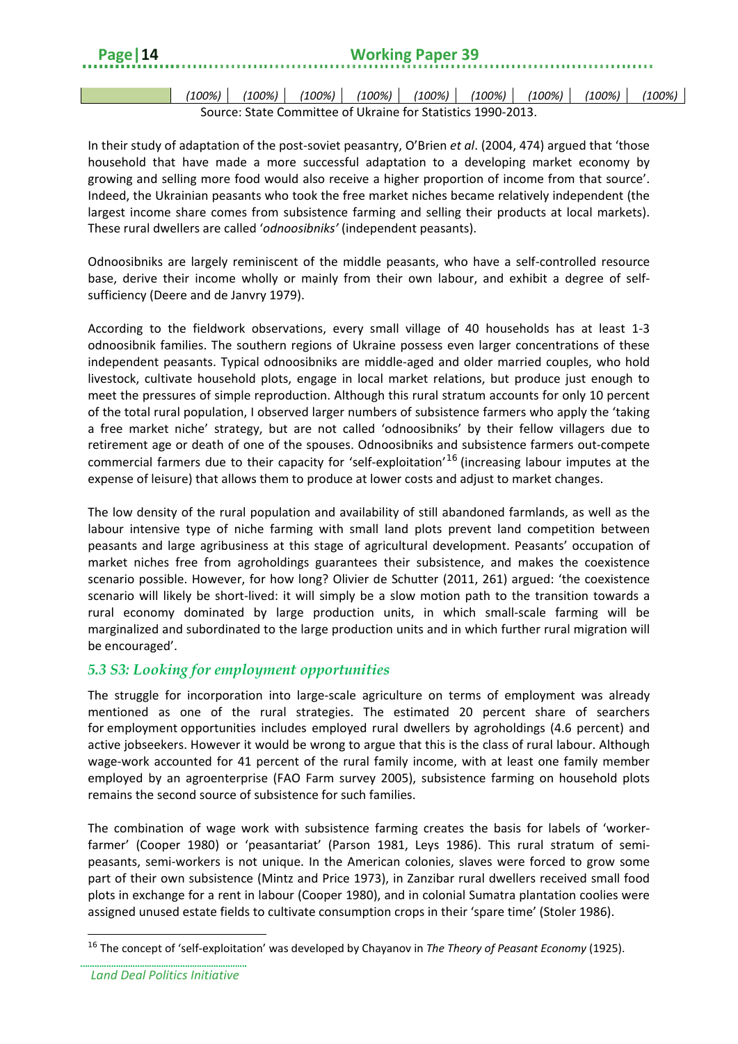| | (100%) | (100%) | (100%) | (100%) | (100%) | (100%) | (100%) | (100%) | (100%) |
|---|---|---|---|---|---|---|---|---|---|

Source: State Committee of Ukraine for Statistics 1990-2013.

In their study of adaptation of the post-soviet peasantry, O'Brien *et al*. (2004, 474) argued that 'those household that have made a more successful adaptation to a developing market economy by growing and selling more food would also receive a higher proportion of income from that source'. Indeed, the Ukrainian peasants who took the free market niches became relatively independent (the largest income share comes from subsistence farming and selling their products at local markets). These rural dwellers are called '*odnoosibniks'* (independent peasants).

Odnoosibniks are largely reminiscent of the middle peasants, who have a self-controlled resource base, derive their income wholly or mainly from their own labour, and exhibit a degree of self-sufficiency (Deere and de Janvry 1979).

According to the fieldwork observations, every small village of 40 households has at least 1-3 odnoosibnik families. The southern regions of Ukraine possess even larger concentrations of these independent peasants. Typical odnoosibniks are middle-aged and older married couples, who hold livestock, cultivate household plots, engage in local market relations, but produce just enough to meet the pressures of simple reproduction. Although this rural stratum accounts for only 10 percent of the total rural population, I observed larger numbers of subsistence farmers who apply the 'taking a free market niche' strategy, but are not called 'odnoosibniks' by their fellow villagers due to retirement age or death of one of the spouses. Odnoosibniks and subsistence farmers out-compete commercial farmers due to their capacity for 'self-exploitation'[16] (increasing labour imputes at the expense of leisure) that allows them to produce at lower costs and adjust to market changes.

The low density of the rural population and availability of still abandoned farmlands, as well as the labour intensive type of niche farming with small land plots prevent land competition between peasants and large agribusiness at this stage of agricultural development. Peasants' occupation of market niches free from agroholdings guarantees their subsistence, and makes the coexistence scenario possible. However, for how long? Olivier de Schutter (2011, 261) argued: 'the coexistence scenario will likely be short-lived: it will simply be a slow motion path to the transition towards a rural economy dominated by large production units, in which small-scale farming will be marginalized and subordinated to the large production units and in which further rural migration will be encouraged'.

### *5.3 S3: Looking for employment opportunities*

The struggle for incorporation into large-scale agriculture on terms of employment was already mentioned as one of the rural strategies. The estimated 20 percent share of searchers for employment opportunities includes employed rural dwellers by agroholdings (4.6 percent) and active jobseekers. However it would be wrong to argue that this is the class of rural labour. Although wage-work accounted for 41 percent of the rural family income, with at least one family member employed by an agroenterprise (FAO Farm survey 2005), subsistence farming on household plots remains the second source of subsistence for such families.

The combination of wage work with subsistence farming creates the basis for labels of 'worker-farmer' (Cooper 1980) or 'peasantariat' (Parson 1981, Leys 1986). This rural stratum of semi-peasants, semi-workers is not unique. In the American colonies, slaves were forced to grow some part of their own subsistence (Mintz and Price 1973), in Zanzibar rural dwellers received small food plots in exchange for a rent in labour (Cooper 1980), and in colonial Sumatra plantation coolies were assigned unused estate fields to cultivate consumption crops in their 'spare time' (Stoler 1986).

[16] The concept of 'self-exploitation' was developed by Chayanov in *The Theory of Peasant Economy* (1925).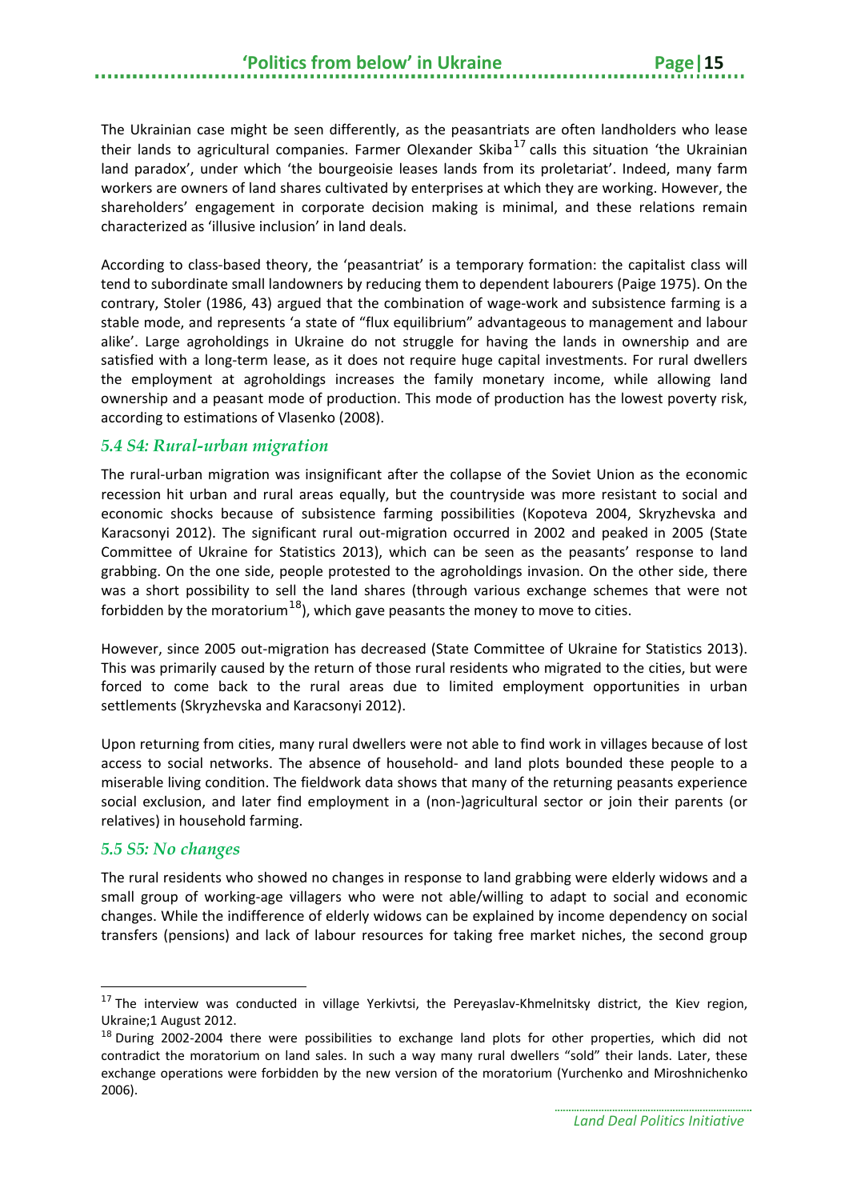The Ukrainian case might be seen differently, as the peasantriats are often landholders who lease their lands to agricultural companies. Farmer Olexander Skiba[17] calls this situation 'the Ukrainian land paradox', under which 'the bourgeoisie leases lands from its proletariat'. Indeed, many farm workers are owners of land shares cultivated by enterprises at which they are working. However, the shareholders' engagement in corporate decision making is minimal, and these relations remain characterized as 'illusive inclusion' in land deals.

According to class-based theory, the 'peasantriat' is a temporary formation: the capitalist class will tend to subordinate small landowners by reducing them to dependent labourers (Paige 1975). On the contrary, Stoler (1986, 43) argued that the combination of wage-work and subsistence farming is a stable mode, and represents 'a state of "flux equilibrium" advantageous to management and labour alike'. Large agroholdings in Ukraine do not struggle for having the lands in ownership and are satisfied with a long-term lease, as it does not require huge capital investments. For rural dwellers the employment at agroholdings increases the family monetary income, while allowing land ownership and a peasant mode of production. This mode of production has the lowest poverty risk, according to estimations of Vlasenko (2008).

### *5.4 S4: Rural-urban migration*

The rural-urban migration was insignificant after the collapse of the Soviet Union as the economic recession hit urban and rural areas equally, but the countryside was more resistant to social and economic shocks because of subsistence farming possibilities (Kopoteva 2004, Skryzhevska and Karacsonyi 2012). The significant rural out-migration occurred in 2002 and peaked in 2005 (State Committee of Ukraine for Statistics 2013), which can be seen as the peasants' response to land grabbing. On the one side, people protested to the agroholdings invasion. On the other side, there was a short possibility to sell the land shares (through various exchange schemes that were not forbidden by the moratorium[18]), which gave peasants the money to move to cities.

However, since 2005 out-migration has decreased (State Committee of Ukraine for Statistics 2013). This was primarily caused by the return of those rural residents who migrated to the cities, but were forced to come back to the rural areas due to limited employment opportunities in urban settlements (Skryzhevska and Karacsonyi 2012).

Upon returning from cities, many rural dwellers were not able to find work in villages because of lost access to social networks. The absence of household- and land plots bounded these people to a miserable living condition. The fieldwork data shows that many of the returning peasants experience social exclusion, and later find employment in a (non-)agricultural sector or join their parents (or relatives) in household farming.

### *5.5 S5: No changes*

The rural residents who showed no changes in response to land grabbing were elderly widows and a small group of working-age villagers who were not able/willing to adapt to social and economic changes. While the indifference of elderly widows can be explained by income dependency on social transfers (pensions) and lack of labour resources for taking free market niches, the second group

---

[17] The interview was conducted in village Yerkivtsi, the Pereyaslav-Khmelnitsky district, the Kiev region, Ukraine;1 August 2012.

[18] During 2002-2004 there were possibilities to exchange land plots for other properties, which did not contradict the moratorium on land sales. In such a way many rural dwellers "sold" their lands. Later, these exchange operations were forbidden by the new version of the moratorium (Yurchenko and Miroshnichenko 2006).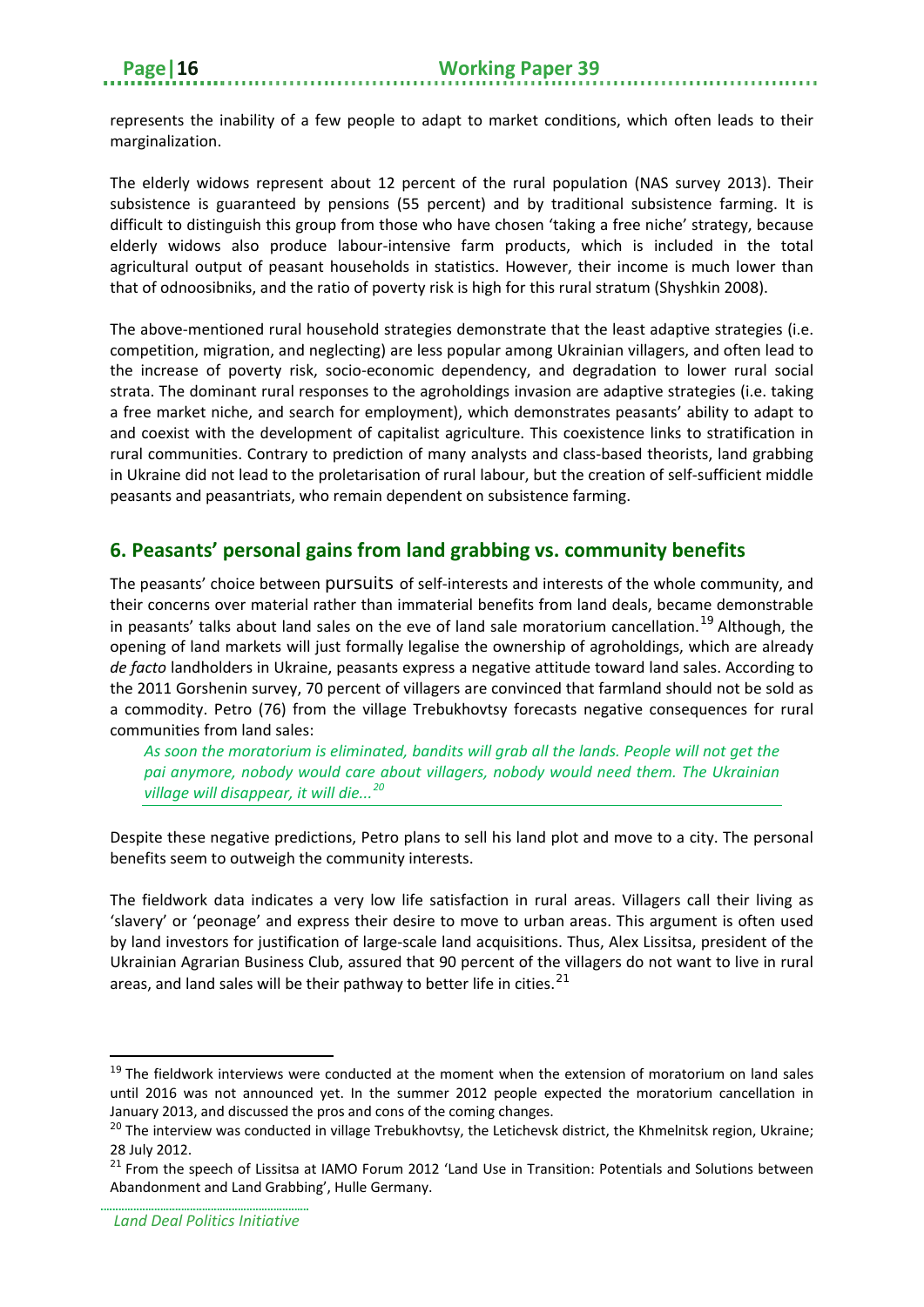represents the inability of a few people to adapt to market conditions, which often leads to their marginalization.

The elderly widows represent about 12 percent of the rural population (NAS survey 2013). Their subsistence is guaranteed by pensions (55 percent) and by traditional subsistence farming. It is difficult to distinguish this group from those who have chosen 'taking a free niche' strategy, because elderly widows also produce labour-intensive farm products, which is included in the total agricultural output of peasant households in statistics. However, their income is much lower than that of odnoosibniks, and the ratio of poverty risk is high for this rural stratum (Shyshkin 2008).

The above-mentioned rural household strategies demonstrate that the least adaptive strategies (i.e. competition, migration, and neglecting) are less popular among Ukrainian villagers, and often lead to the increase of poverty risk, socio-economic dependency, and degradation to lower rural social strata. The dominant rural responses to the agroholdings invasion are adaptive strategies (i.e. taking a free market niche, and search for employment), which demonstrates peasants' ability to adapt to and coexist with the development of capitalist agriculture. This coexistence links to stratification in rural communities. Contrary to prediction of many analysts and class-based theorists, land grabbing in Ukraine did not lead to the proletarisation of rural labour, but the creation of self-sufficient middle peasants and peasantriats, who remain dependent on subsistence farming.

## 6. Peasants' personal gains from land grabbing vs. community benefits

The peasants' choice between pursuits of self-interests and interests of the whole community, and their concerns over material rather than immaterial benefits from land deals, became demonstrable in peasants' talks about land sales on the eve of land sale moratorium cancellation.[19] Although, the opening of land markets will just formally legalise the ownership of agroholdings, which are already *de facto* landholders in Ukraine, peasants express a negative attitude toward land sales. According to the 2011 Gorshenin survey, 70 percent of villagers are convinced that farmland should not be sold as a commodity. Petro (76) from the village Trebukhovtsy forecasts negative consequences for rural communities from land sales:

> *As soon the moratorium is eliminated, bandits will grab all the lands. People will not get the pai anymore, nobody would care about villagers, nobody would need them. The Ukrainian village will disappear, it will die...*[20]

Despite these negative predictions, Petro plans to sell his land plot and move to a city. The personal benefits seem to outweigh the community interests.

The fieldwork data indicates a very low life satisfaction in rural areas. Villagers call their living as 'slavery' or 'peonage' and express their desire to move to urban areas. This argument is often used by land investors for justification of large-scale land acquisitions. Thus, Alex Lissitsa, president of the Ukrainian Agrarian Business Club, assured that 90 percent of the villagers do not want to live in rural areas, and land sales will be their pathway to better life in cities.[21]

---

[19] The fieldwork interviews were conducted at the moment when the extension of moratorium on land sales until 2016 was not announced yet. In the summer 2012 people expected the moratorium cancellation in January 2013, and discussed the pros and cons of the coming changes.

[20] The interview was conducted in village Trebukhovtsy, the Letichevsk district, the Khmelnitsk region, Ukraine; 28 July 2012.

[21] From the speech of Lissitsa at IAMO Forum 2012 'Land Use in Transition: Potentials and Solutions between Abandonment and Land Grabbing', Hulle Germany.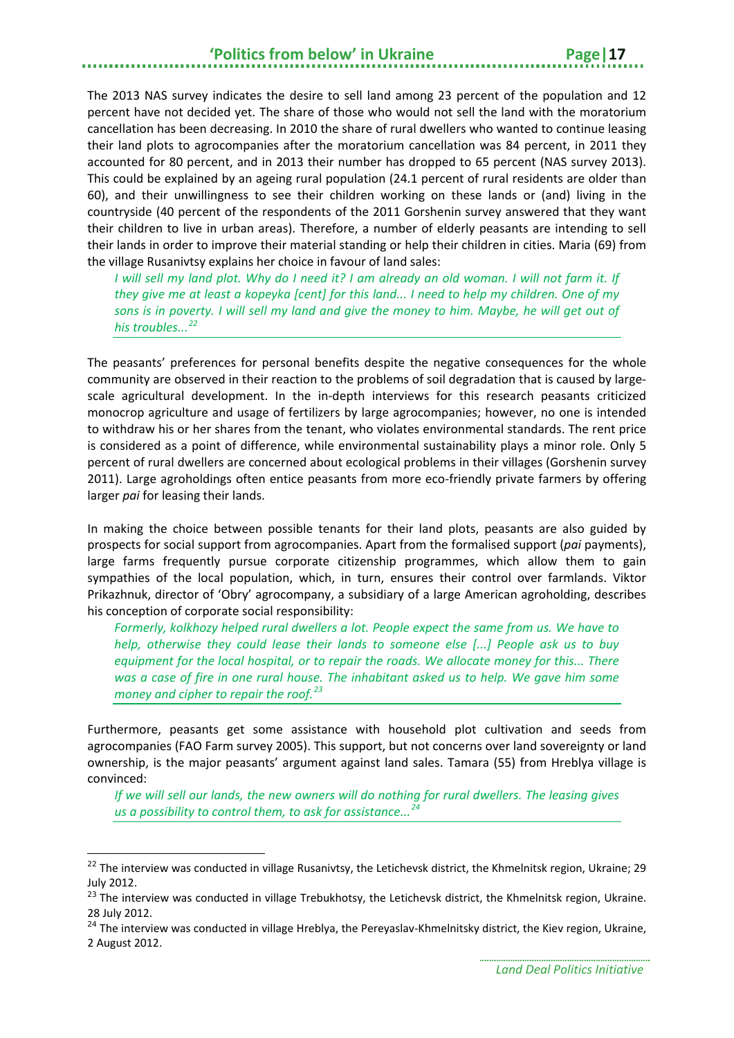The 2013 NAS survey indicates the desire to sell land among 23 percent of the population and 12 percent have not decided yet. The share of those who would not sell the land with the moratorium cancellation has been decreasing. In 2010 the share of rural dwellers who wanted to continue leasing their land plots to agrocompanies after the moratorium cancellation was 84 percent, in 2011 they accounted for 80 percent, and in 2013 their number has dropped to 65 percent (NAS survey 2013). This could be explained by an ageing rural population (24.1 percent of rural residents are older than 60), and their unwillingness to see their children working on these lands or (and) living in the countryside (40 percent of the respondents of the 2011 Gorshenin survey answered that they want their children to live in urban areas). Therefore, a number of elderly peasants are intending to sell their lands in order to improve their material standing or help their children in cities. Maria (69) from the village Rusanivtsy explains her choice in favour of land sales:

> *I will sell my land plot. Why do I need it? I am already an old woman. I will not farm it. If they give me at least a kopeyka [cent] for this land... I need to help my children. One of my sons is in poverty. I will sell my land and give the money to him. Maybe, he will get out of his troubles...*[22]

The peasants' preferences for personal benefits despite the negative consequences for the whole community are observed in their reaction to the problems of soil degradation that is caused by large-scale agricultural development. In the in-depth interviews for this research peasants criticized monocrop agriculture and usage of fertilizers by large agrocompanies; however, no one is intended to withdraw his or her shares from the tenant, who violates environmental standards. The rent price is considered as a point of difference, while environmental sustainability plays a minor role. Only 5 percent of rural dwellers are concerned about ecological problems in their villages (Gorshenin survey 2011). Large agroholdings often entice peasants from more eco-friendly private farmers by offering larger *pai* for leasing their lands.

In making the choice between possible tenants for their land plots, peasants are also guided by prospects for social support from agrocompanies. Apart from the formalised support (*pai* payments), large farms frequently pursue corporate citizenship programmes, which allow them to gain sympathies of the local population, which, in turn, ensures their control over farmlands. Viktor Prikazhnuk, director of 'Obry' agrocompany, a subsidiary of a large American agroholding, describes his conception of corporate social responsibility:

> *Formerly, kolkhozy helped rural dwellers a lot. People expect the same from us. We have to help, otherwise they could lease their lands to someone else [...] People ask us to buy equipment for the local hospital, or to repair the roads. We allocate money for this... There was a case of fire in one rural house. The inhabitant asked us to help. We gave him some money and cipher to repair the roof.*[23]

Furthermore, peasants get some assistance with household plot cultivation and seeds from agrocompanies (FAO Farm survey 2005). This support, but not concerns over land sovereignty or land ownership, is the major peasants' argument against land sales. Tamara (55) from Hreblya village is convinced:

> *If we will sell our lands, the new owners will do nothing for rural dwellers. The leasing gives us a possibility to control them, to ask for assistance...*[24]

---

[22] The interview was conducted in village Rusanivtsy, the Letichevsk district, the Khmelnitsk region, Ukraine; 29 July 2012.

[23] The interview was conducted in village Trebukhotsy, the Letichevsk district, the Khmelnitsk region, Ukraine. 28 July 2012.

[24] The interview was conducted in village Hreblya, the Pereyaslav-Khmelnitsky district, the Kiev region, Ukraine, 2 August 2012.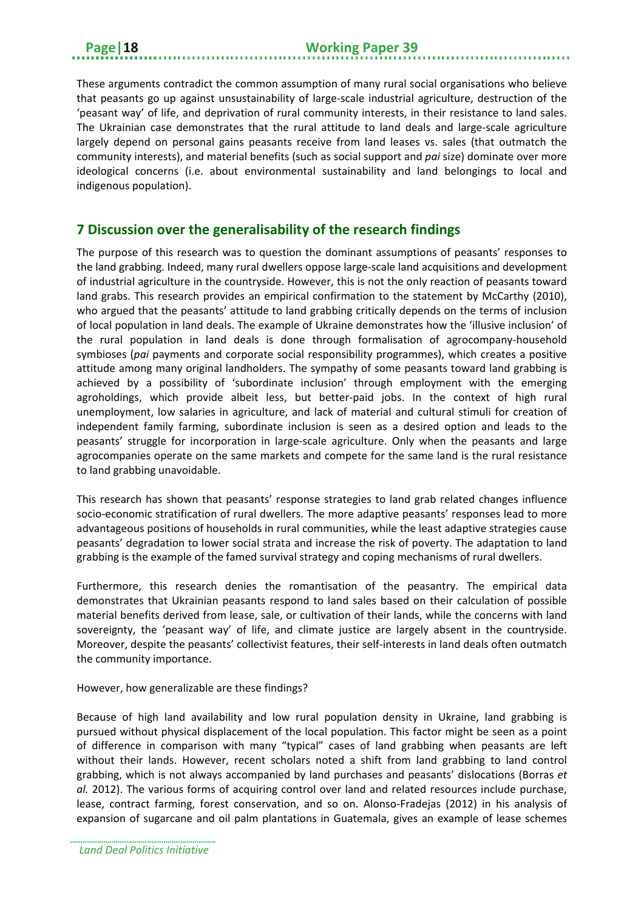These arguments contradict the common assumption of many rural social organisations who believe that peasants go up against unsustainability of large-scale industrial agriculture, destruction of the 'peasant way' of life, and deprivation of rural community interests, in their resistance to land sales. The Ukrainian case demonstrates that the rural attitude to land deals and large-scale agriculture largely depend on personal gains peasants receive from land leases vs. sales (that outmatch the community interests), and material benefits (such as social support and *pai* size) dominate over more ideological concerns (i.e. about environmental sustainability and land belongings to local and indigenous population).

## 7 Discussion over the generalisability of the research findings

The purpose of this research was to question the dominant assumptions of peasants' responses to the land grabbing. Indeed, many rural dwellers oppose large-scale land acquisitions and development of industrial agriculture in the countryside. However, this is not the only reaction of peasants toward land grabs. This research provides an empirical confirmation to the statement by McCarthy (2010), who argued that the peasants' attitude to land grabbing critically depends on the terms of inclusion of local population in land deals. The example of Ukraine demonstrates how the 'illusive inclusion' of the rural population in land deals is done through formalisation of agrocompany-household symbioses (*pai* payments and corporate social responsibility programmes), which creates a positive attitude among many original landholders. The sympathy of some peasants toward land grabbing is achieved by a possibility of 'subordinate inclusion' through employment with the emerging agroholdings, which provide albeit less, but better-paid jobs. In the context of high rural unemployment, low salaries in agriculture, and lack of material and cultural stimuli for creation of independent family farming, subordinate inclusion is seen as a desired option and leads to the peasants' struggle for incorporation in large-scale agriculture. Only when the peasants and large agrocompanies operate on the same markets and compete for the same land is the rural resistance to land grabbing unavoidable.

This research has shown that peasants' response strategies to land grab related changes influence socio-economic stratification of rural dwellers. The more adaptive peasants' responses lead to more advantageous positions of households in rural communities, while the least adaptive strategies cause peasants' degradation to lower social strata and increase the risk of poverty. The adaptation to land grabbing is the example of the famed survival strategy and coping mechanisms of rural dwellers.

Furthermore, this research denies the romantisation of the peasantry. The empirical data demonstrates that Ukrainian peasants respond to land sales based on their calculation of possible material benefits derived from lease, sale, or cultivation of their lands, while the concerns with land sovereignty, the 'peasant way' of life, and climate justice are largely absent in the countryside. Moreover, despite the peasants' collectivist features, their self-interests in land deals often outmatch the community importance.

However, how generalizable are these findings?

Because of high land availability and low rural population density in Ukraine, land grabbing is pursued without physical displacement of the local population. This factor might be seen as a point of difference in comparison with many "typical" cases of land grabbing when peasants are left without their lands. However, recent scholars noted a shift from land grabbing to land control grabbing, which is not always accompanied by land purchases and peasants' dislocations (Borras *et al.* 2012). The various forms of acquiring control over land and related resources include purchase, lease, contract farming, forest conservation, and so on. Alonso-Fradejas (2012) in his analysis of expansion of sugarcane and oil palm plantations in Guatemala, gives an example of lease schemes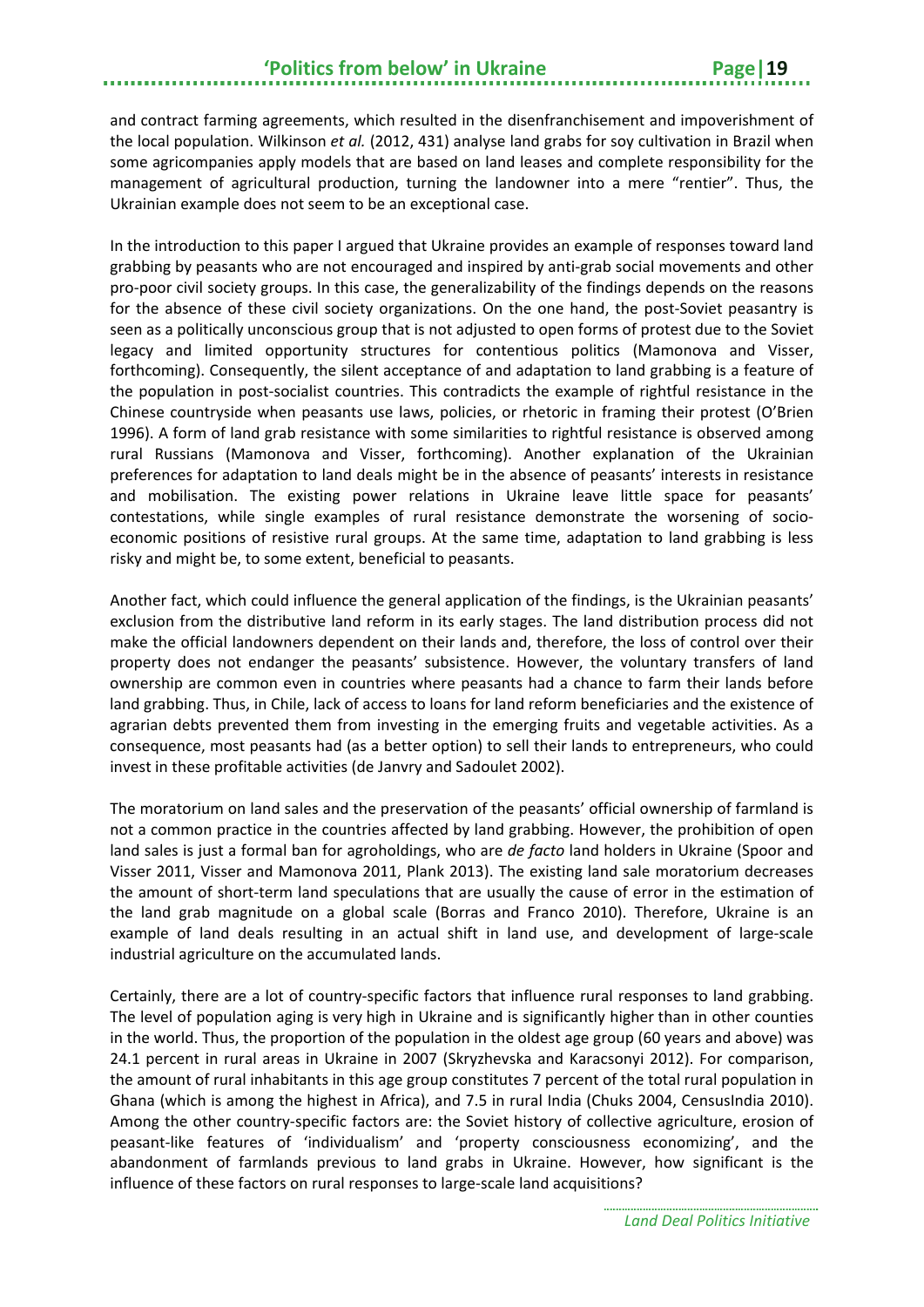and contract farming agreements, which resulted in the disenfranchisement and impoverishment of the local population. Wilkinson *et al.* (2012, 431) analyse land grabs for soy cultivation in Brazil when some agricompanies apply models that are based on land leases and complete responsibility for the management of agricultural production, turning the landowner into a mere "rentier". Thus, the Ukrainian example does not seem to be an exceptional case.

In the introduction to this paper I argued that Ukraine provides an example of responses toward land grabbing by peasants who are not encouraged and inspired by anti-grab social movements and other pro-poor civil society groups. In this case, the generalizability of the findings depends on the reasons for the absence of these civil society organizations. On the one hand, the post-Soviet peasantry is seen as a politically unconscious group that is not adjusted to open forms of protest due to the Soviet legacy and limited opportunity structures for contentious politics (Mamonova and Visser, forthcoming). Consequently, the silent acceptance of and adaptation to land grabbing is a feature of the population in post-socialist countries. This contradicts the example of rightful resistance in the Chinese countryside when peasants use laws, policies, or rhetoric in framing their protest (O'Brien 1996). A form of land grab resistance with some similarities to rightful resistance is observed among rural Russians (Mamonova and Visser, forthcoming). Another explanation of the Ukrainian preferences for adaptation to land deals might be in the absence of peasants' interests in resistance and mobilisation. The existing power relations in Ukraine leave little space for peasants' contestations, while single examples of rural resistance demonstrate the worsening of socio-economic positions of resistive rural groups. At the same time, adaptation to land grabbing is less risky and might be, to some extent, beneficial to peasants.

Another fact, which could influence the general application of the findings, is the Ukrainian peasants' exclusion from the distributive land reform in its early stages. The land distribution process did not make the official landowners dependent on their lands and, therefore, the loss of control over their property does not endanger the peasants' subsistence. However, the voluntary transfers of land ownership are common even in countries where peasants had a chance to farm their lands before land grabbing. Thus, in Chile, lack of access to loans for land reform beneficiaries and the existence of agrarian debts prevented them from investing in the emerging fruits and vegetable activities. As a consequence, most peasants had (as a better option) to sell their lands to entrepreneurs, who could invest in these profitable activities (de Janvry and Sadoulet 2002).

The moratorium on land sales and the preservation of the peasants' official ownership of farmland is not a common practice in the countries affected by land grabbing. However, the prohibition of open land sales is just a formal ban for agroholdings, who are *de facto* land holders in Ukraine (Spoor and Visser 2011, Visser and Mamonova 2011, Plank 2013). The existing land sale moratorium decreases the amount of short-term land speculations that are usually the cause of error in the estimation of the land grab magnitude on a global scale (Borras and Franco 2010). Therefore, Ukraine is an example of land deals resulting in an actual shift in land use, and development of large-scale industrial agriculture on the accumulated lands.

Certainly, there are a lot of country-specific factors that influence rural responses to land grabbing. The level of population aging is very high in Ukraine and is significantly higher than in other counties in the world. Thus, the proportion of the population in the oldest age group (60 years and above) was 24.1 percent in rural areas in Ukraine in 2007 (Skryzhevska and Karacsonyi 2012). For comparison, the amount of rural inhabitants in this age group constitutes 7 percent of the total rural population in Ghana (which is among the highest in Africa), and 7.5 in rural India (Chuks 2004, CensusIndia 2010). Among the other country-specific factors are: the Soviet history of collective agriculture, erosion of peasant-like features of 'individualism' and 'property consciousness economizing', and the abandonment of farmlands previous to land grabs in Ukraine. However, how significant is the influence of these factors on rural responses to large-scale land acquisitions?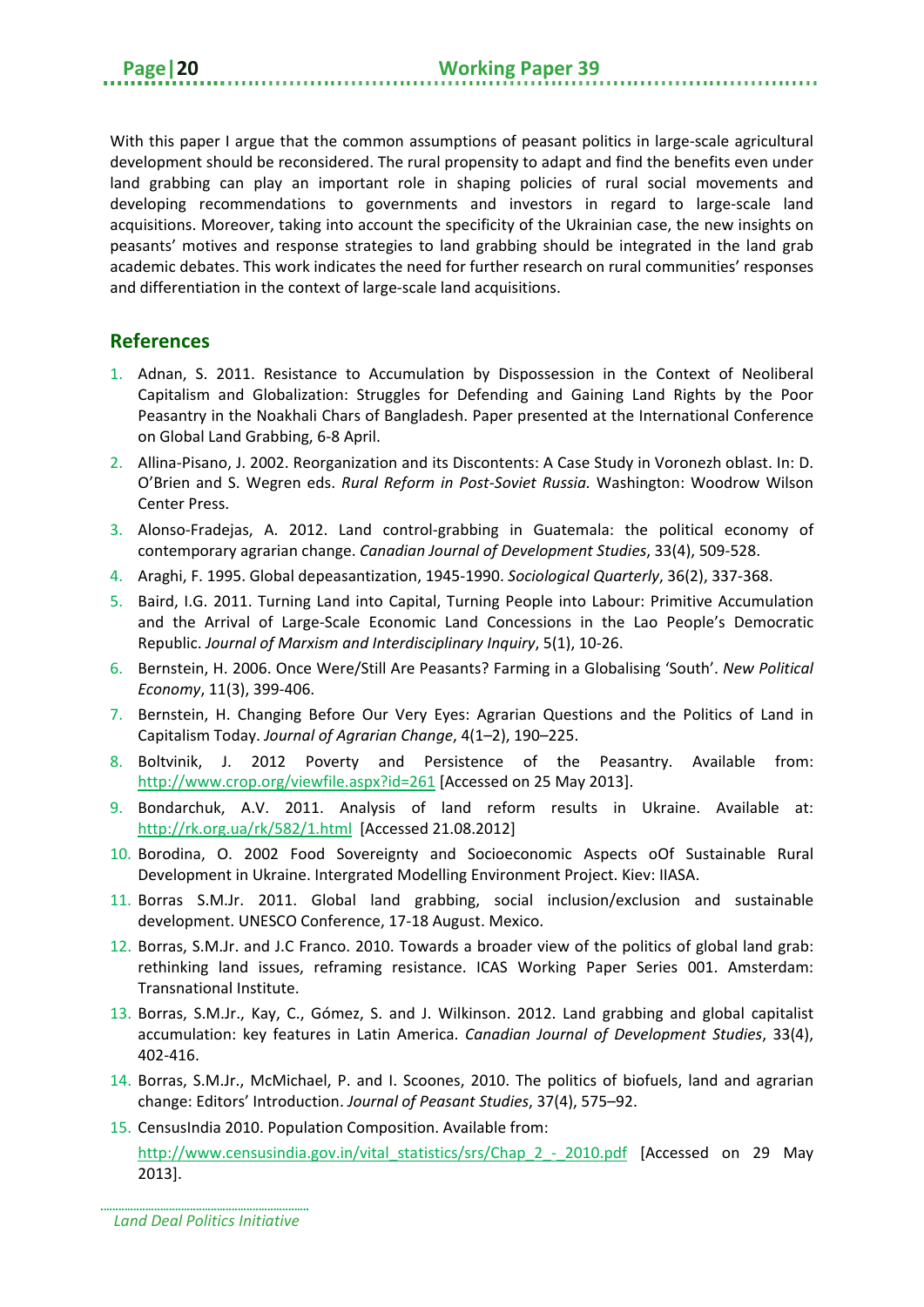With this paper I argue that the common assumptions of peasant politics in large-scale agricultural development should be reconsidered. The rural propensity to adapt and find the benefits even under land grabbing can play an important role in shaping policies of rural social movements and developing recommendations to governments and investors in regard to large-scale land acquisitions. Moreover, taking into account the specificity of the Ukrainian case, the new insights on peasants' motives and response strategies to land grabbing should be integrated in the land grab academic debates. This work indicates the need for further research on rural communities' responses and differentiation in the context of large-scale land acquisitions.

## References

1. Adnan, S. 2011. Resistance to Accumulation by Dispossession in the Context of Neoliberal Capitalism and Globalization: Struggles for Defending and Gaining Land Rights by the Poor Peasantry in the Noakhali Chars of Bangladesh. Paper presented at the International Conference on Global Land Grabbing, 6-8 April.
2. Allina-Pisano, J. 2002. Reorganization and its Discontents: A Case Study in Voronezh oblast. In: D. O'Brien and S. Wegren eds. *Rural Reform in Post-Soviet Russia.* Washington: Woodrow Wilson Center Press.
3. Alonso-Fradejas, A. 2012. Land control-grabbing in Guatemala: the political economy of contemporary agrarian change. *Canadian Journal of Development Studies*, 33(4), 509-528.
4. Araghi, F. 1995. Global depeasantization, 1945-1990. *Sociological Quarterly*, 36(2), 337-368.
5. Baird, I.G. 2011. Turning Land into Capital, Turning People into Labour: Primitive Accumulation and the Arrival of Large-Scale Economic Land Concessions in the Lao People's Democratic Republic. *Journal of Marxism and Interdisciplinary Inquiry*, 5(1), 10-26.
6. Bernstein, H. 2006. Once Were/Still Are Peasants? Farming in a Globalising 'South'. *New Political Economy*, 11(3), 399-406.
7. Bernstein, H. Changing Before Our Very Eyes: Agrarian Questions and the Politics of Land in Capitalism Today. *Journal of Agrarian Change*, 4(1–2), 190–225.
8. Boltvinik, J. 2012 Poverty and Persistence of the Peasantry. Available from: http://www.crop.org/viewfile.aspx?id=261 [Accessed on 25 May 2013].
9. Bondarchuk, A.V. 2011. Analysis of land reform results in Ukraine. Available at: http://rk.org.ua/rk/582/1.html [Accessed 21.08.2012]
10. Borodina, O. 2002 Food Sovereignty and Socioeconomic Aspects oOf Sustainable Rural Development in Ukraine. Intergrated Modelling Environment Project. Kiev: IIASA.
11. Borras S.M.Jr. 2011. Global land grabbing, social inclusion/exclusion and sustainable development. UNESCO Conference, 17-18 August. Mexico.
12. Borras, S.M.Jr. and J.C Franco. 2010. Towards a broader view of the politics of global land grab: rethinking land issues, reframing resistance. ICAS Working Paper Series 001. Amsterdam: Transnational Institute.
13. Borras, S.M.Jr., Kay, C., Gómez, S. and J. Wilkinson. 2012. Land grabbing and global capitalist accumulation: key features in Latin America. *Canadian Journal of Development Studies*, 33(4), 402-416.
14. Borras, S.M.Jr., McMichael, P. and I. Scoones, 2010. The politics of biofuels, land and agrarian change: Editors' Introduction. *Journal of Peasant Studies*, 37(4), 575–92.
15. CensusIndia 2010. Population Composition. Available from: http://www.censusindia.gov.in/vital_statistics/srs/Chap_2_-_2010.pdf [Accessed on 29 May 2013].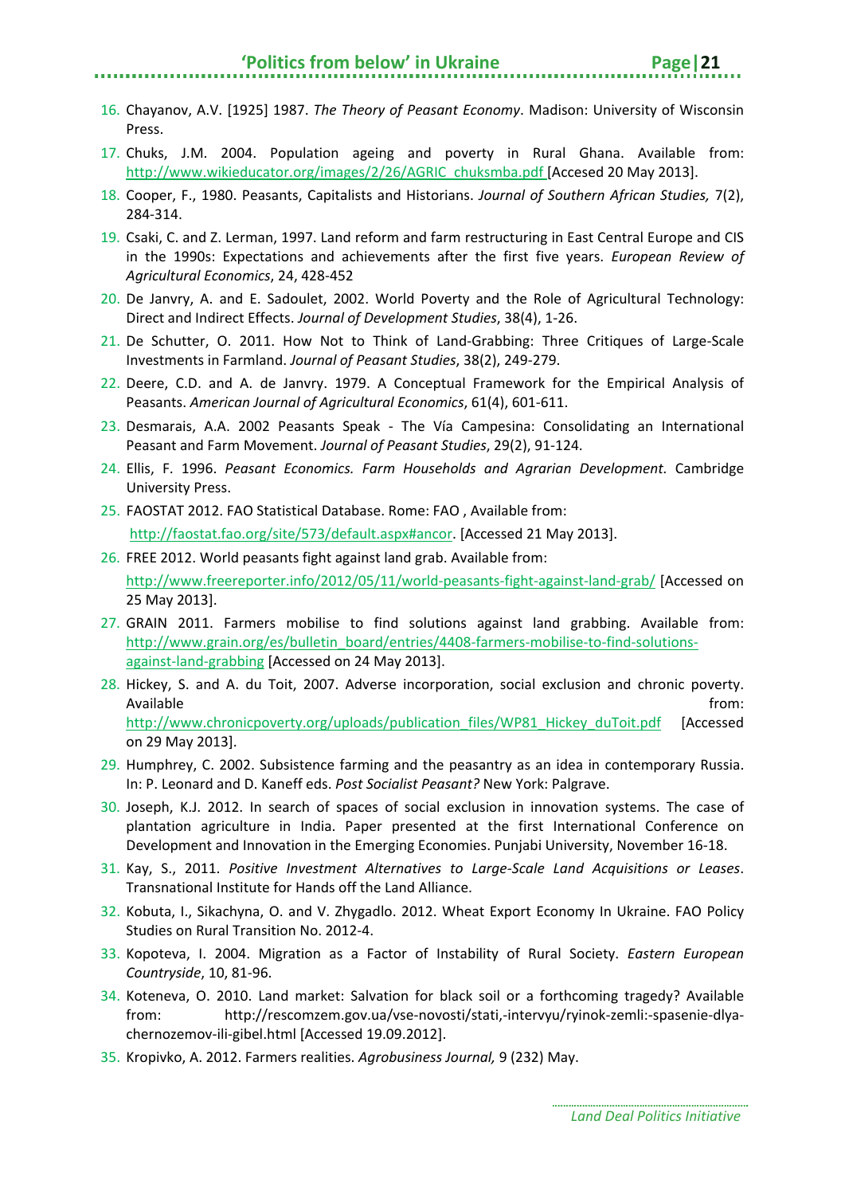16. Chayanov, A.V. [1925] 1987. *The Theory of Peasant Economy*. Madison: University of Wisconsin Press.
17. Chuks, J.M. 2004. Population ageing and poverty in Rural Ghana. Available from: http://www.wikieducator.org/images/2/26/AGRIC_chuksmba.pdf [Accesed 20 May 2013].
18. Cooper, F., 1980. Peasants, Capitalists and Historians. *Journal of Southern African Studies,* 7(2), 284-314.
19. Csaki, C. and Z. Lerman, 1997. Land reform and farm restructuring in East Central Europe and CIS in the 1990s: Expectations and achievements after the first five years. *European Review of Agricultural Economics*, 24, 428-452
20. De Janvry, A. and E. Sadoulet, 2002. World Poverty and the Role of Agricultural Technology: Direct and Indirect Effects. *Journal of Development Studies*, 38(4), 1-26.
21. De Schutter, O. 2011. How Not to Think of Land-Grabbing: Three Critiques of Large-Scale Investments in Farmland. *Journal of Peasant Studies*, 38(2), 249-279.
22. Deere, C.D. and A. de Janvry. 1979. A Conceptual Framework for the Empirical Analysis of Peasants. *American Journal of Agricultural Economics*, 61(4), 601-611.
23. Desmarais, A.A. 2002 Peasants Speak - The Vía Campesina: Consolidating an International Peasant and Farm Movement. *Journal of Peasant Studies*, 29(2), 91-124.
24. Ellis, F. 1996. *Peasant Economics. Farm Households and Agrarian Development*. Cambridge University Press.
25. FAOSTAT 2012. FAO Statistical Database. Rome: FAO , Available from: http://faostat.fao.org/site/573/default.aspx#ancor. [Accessed 21 May 2013].
26. FREE 2012. World peasants fight against land grab. Available from: http://www.freereporter.info/2012/05/11/world-peasants-fight-against-land-grab/ [Accessed on 25 May 2013].
27. GRAIN 2011. Farmers mobilise to find solutions against land grabbing. Available from: http://www.grain.org/es/bulletin_board/entries/4408-farmers-mobilise-to-find-solutions-against-land-grabbing [Accessed on 24 May 2013].
28. Hickey, S. and A. du Toit, 2007. Adverse incorporation, social exclusion and chronic poverty. Available from: http://www.chronicpoverty.org/uploads/publication_files/WP81_Hickey_duToit.pdf [Accessed on 29 May 2013].
29. Humphrey, C. 2002. Subsistence farming and the peasantry as an idea in contemporary Russia. In: P. Leonard and D. Kaneff eds. *Post Socialist Peasant?* New York: Palgrave.
30. Joseph, K.J. 2012. In search of spaces of social exclusion in innovation systems. The case of plantation agriculture in India. Paper presented at the first International Conference on Development and Innovation in the Emerging Economies. Punjabi University, November 16-18.
31. Kay, S., 2011. *Positive Investment Alternatives to Large-Scale Land Acquisitions or Leases*. Transnational Institute for Hands off the Land Alliance.
32. Kobuta, I., Sikachyna, O. and V. Zhygadlo. 2012. Wheat Export Economy In Ukraine. FAO Policy Studies on Rural Transition No. 2012-4.
33. Kopoteva, I. 2004. Migration as a Factor of Instability of Rural Society. *Eastern European Countryside*, 10, 81-96.
34. Koteneva, O. 2010. Land market: Salvation for black soil or a forthcoming tragedy? Available from: http://rescomzem.gov.ua/vse-novosti/stati,-intervyu/ryinok-zemli:-spasenie-dlya-chernozemov-ili-gibel.html [Accessed 19.09.2012].
35. Kropivko, A. 2012. Farmers realities. *Agrobusiness Journal,* 9 (232) May.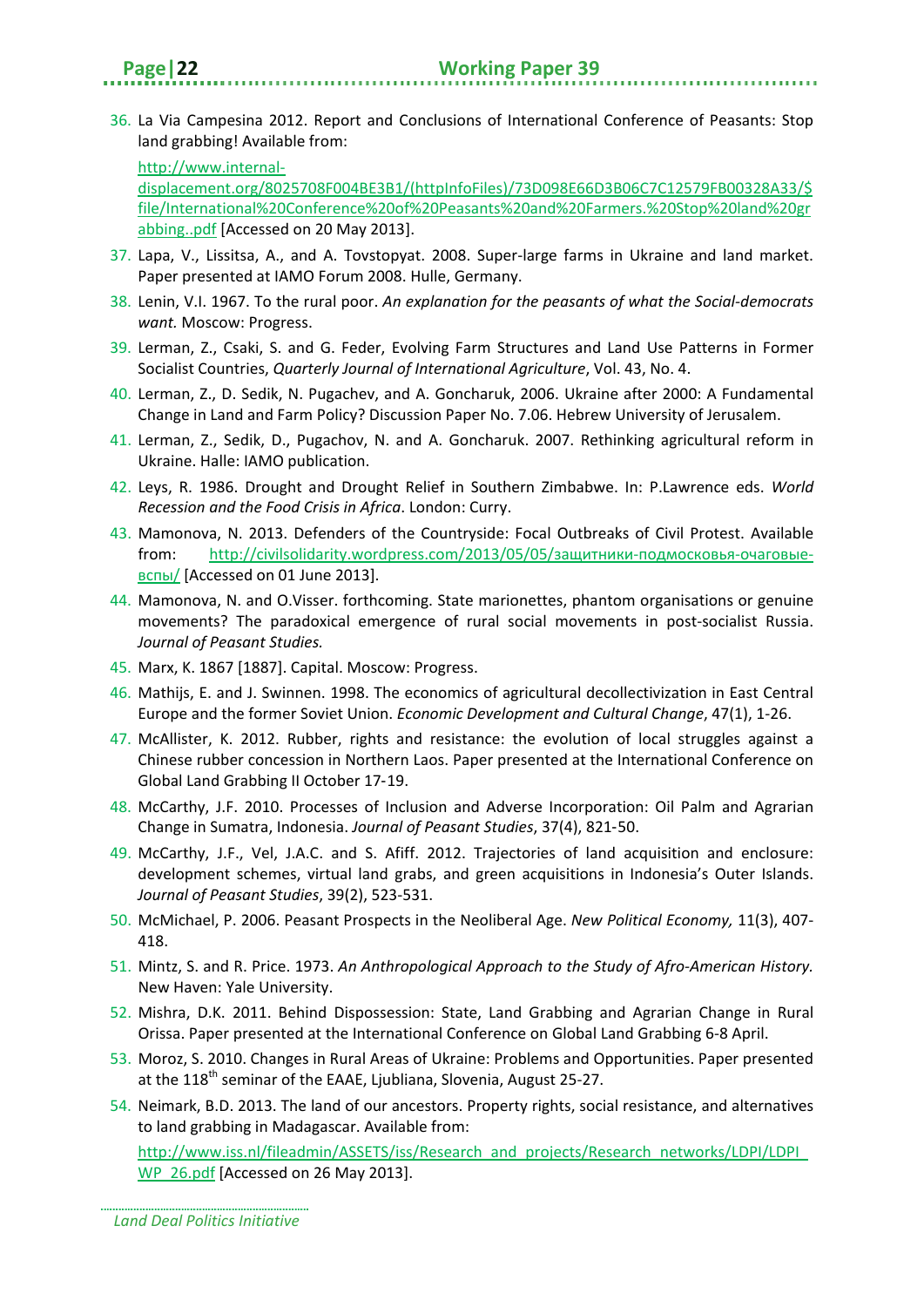36. La Via Campesina 2012. Report and Conclusions of International Conference of Peasants: Stop land grabbing! Available from: http://www.internal-displacement.org/8025708F004BE3B1/(httpInfoFiles)/73D098E66D3B06C7C12579FB00328A33/$file/International%20Conference%20of%20Peasants%20and%20Farmers.%20Stop%20land%20grabbing..pdf [Accessed on 20 May 2013].
37. Lapa, V., Lissitsa, A., and A. Tovstopyat. 2008. Super-large farms in Ukraine and land market. Paper presented at IAMO Forum 2008. Hulle, Germany.
38. Lenin, V.I. 1967. To the rural poor. *An explanation for the peasants of what the Social-democrats want.* Moscow: Progress.
39. Lerman, Z., Csaki, S. and G. Feder, Evolving Farm Structures and Land Use Patterns in Former Socialist Countries, *Quarterly Journal of International Agriculture*, Vol. 43, No. 4.
40. Lerman, Z., D. Sedik, N. Pugachev, and A. Goncharuk, 2006. Ukraine after 2000: A Fundamental Change in Land and Farm Policy? Discussion Paper No. 7.06. Hebrew University of Jerusalem.
41. Lerman, Z., Sedik, D., Pugachov, N. and A. Goncharuk. 2007. Rethinking agricultural reform in Ukraine. Halle: IAMO publication.
42. Leys, R. 1986. Drought and Drought Relief in Southern Zimbabwe. In: P.Lawrence eds. *World Recession and the Food Crisis in Africa*. London: Curry.
43. Mamonova, N. 2013. Defenders of the Countryside: Focal Outbreaks of Civil Protest. Available from: http://civilsolidarity.wordpress.com/2013/05/05/защитники-подмосковья-очаговые-вспы/ [Accessed on 01 June 2013].
44. Mamonova, N. and O.Visser. forthcoming. State marionettes, phantom organisations or genuine movements? The paradoxical emergence of rural social movements in post-socialist Russia. *Journal of Peasant Studies.*
45. Marx, K. 1867 [1887]. Capital. Moscow: Progress.
46. Mathijs, E. and J. Swinnen. 1998. The economics of agricultural decollectivization in East Central Europe and the former Soviet Union. *Economic Development and Cultural Change*, 47(1), 1-26.
47. McAllister, K. 2012. Rubber, rights and resistance: the evolution of local struggles against a Chinese rubber concession in Northern Laos. Paper presented at the International Conference on Global Land Grabbing II October 17-19.
48. McCarthy, J.F. 2010. Processes of Inclusion and Adverse Incorporation: Oil Palm and Agrarian Change in Sumatra, Indonesia. *Journal of Peasant Studies*, 37(4), 821-50.
49. McCarthy, J.F., Vel, J.A.C. and S. Afiff. 2012. Trajectories of land acquisition and enclosure: development schemes, virtual land grabs, and green acquisitions in Indonesia's Outer Islands. *Journal of Peasant Studies*, 39(2), 523-531.
50. McMichael, P. 2006. Peasant Prospects in the Neoliberal Age. *New Political Economy,* 11(3), 407-418.
51. Mintz, S. and R. Price. 1973. *An Anthropological Approach to the Study of Afro-American History.* New Haven: Yale University.
52. Mishra, D.K. 2011. Behind Dispossession: State, Land Grabbing and Agrarian Change in Rural Orissa. Paper presented at the International Conference on Global Land Grabbing 6-8 April.
53. Moroz, S. 2010. Changes in Rural Areas of Ukraine: Problems and Opportunities. Paper presented at the 118th seminar of the EAAE, Ljubliana, Slovenia, August 25-27.
54. Neimark, B.D. 2013. The land of our ancestors. Property rights, social resistance, and alternatives to land grabbing in Madagascar. Available from: http://www.iss.nl/fileadmin/ASSETS/iss/Research_and_projects/Research_networks/LDPI/LDPI_WP_26.pdf [Accessed on 26 May 2013].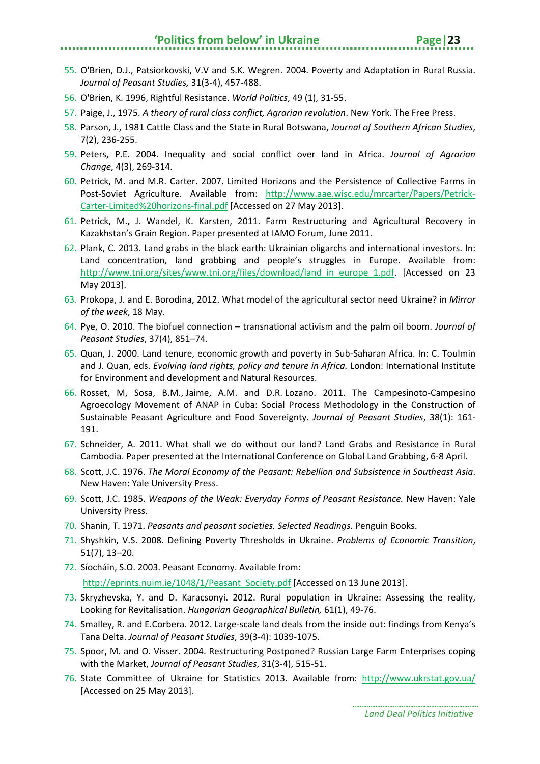55. O'Brien, D.J., Patsiorkovski, V.V and S.K. Wegren. 2004. Poverty and Adaptation in Rural Russia. *Journal of Peasant Studies,* 31(3-4), 457-488.
56. O'Brien, K. 1996, Rightful Resistance. *World Politics*, 49 (1), 31-55.
57. Paige, J., 1975. *A theory of rural class conflict, Agrarian revolution*. New York. The Free Press.
58. Parson, J., 1981 Cattle Class and the State in Rural Botswana, *Journal of Southern African Studies*, 7(2), 236-255.
59. Peters, P.E. 2004. Inequality and social conflict over land in Africa. *Journal of Agrarian Change*, 4(3), 269-314.
60. Petrick, M. and M.R. Carter. 2007. Limited Horizons and the Persistence of Collective Farms in Post-Soviet Agriculture. Available from: http://www.aae.wisc.edu/mrcarter/Papers/Petrick-Carter-Limited%20horizons-final.pdf [Accessed on 27 May 2013].
61. Petrick, M., J. Wandel, K. Karsten, 2011. Farm Restructuring and Agricultural Recovery in Kazakhstan's Grain Region. Paper presented at IAMO Forum, June 2011.
62. Plank, C. 2013. Land grabs in the black earth: Ukrainian oligarchs and international investors. In: Land concentration, land grabbing and people's struggles in Europe. Available from: http://www.tni.org/sites/www.tni.org/files/download/land_in_europe_1.pdf. [Accessed on 23 May 2013].
63. Prokopa, J. and E. Borodina, 2012. What model of the agricultural sector need Ukraine? in *Mirror of the week*, 18 May.
64. Pye, O. 2010. The biofuel connection – transnational activism and the palm oil boom. *Journal of Peasant Studies*, 37(4), 851–74.
65. Quan, J. 2000. Land tenure, economic growth and poverty in Sub-Saharan Africa. In: C. Toulmin and J. Quan, eds. *Evolving land rights, policy and tenure in Africa.* London: International Institute for Environment and development and Natural Resources.
66. Rosset, M, Sosa, B.M., Jaime, A.M. and D.R. Lozano. 2011. The Campesinoto-Campesino Agroecology Movement of ANAP in Cuba: Social Process Methodology in the Construction of Sustainable Peasant Agriculture and Food Sovereignty. *Journal of Peasant Studies*, 38(1): 161-191.
67. Schneider, A. 2011. What shall we do without our land? Land Grabs and Resistance in Rural Cambodia. Paper presented at the International Conference on Global Land Grabbing, 6-8 April.
68. Scott, J.C. 1976. *The Moral Economy of the Peasant: Rebellion and Subsistence in Southeast Asia*. New Haven: Yale University Press.
69. Scott, J.C. 1985. *Weapons of the Weak: Everyday Forms of Peasant Resistance.* New Haven: Yale University Press.
70. Shanin, T. 1971. *Peasants and peasant societies. Selected Readings*. Penguin Books.
71. Shyshkin, V.S. 2008. Defining Poverty Thresholds in Ukraine. *Problems of Economic Transition*, 51(7), 13–20.
72. Síocháin, S.O. 2003. Peasant Economy. Available from: http://eprints.nuim.ie/1048/1/Peasant_Society.pdf [Accessed on 13 June 2013].
73. Skryzhevska, Y. and D. Karacsonyi. 2012. Rural population in Ukraine: Assessing the reality, Looking for Revitalisation. *Hungarian Geographical Bulletin,* 61(1), 49-76.
74. Smalley, R. and E.Corbera. 2012. Large-scale land deals from the inside out: findings from Kenya's Tana Delta. *Journal of Peasant Studies*, 39(3-4): 1039-1075.
75. Spoor, M. and O. Visser. 2004. Restructuring Postponed? Russian Large Farm Enterprises coping with the Market, *Journal of Peasant Studies*, 31(3-4), 515-51.
76. State Committee of Ukraine for Statistics 2013. Available from: http://www.ukrstat.gov.ua/ [Accessed on 25 May 2013].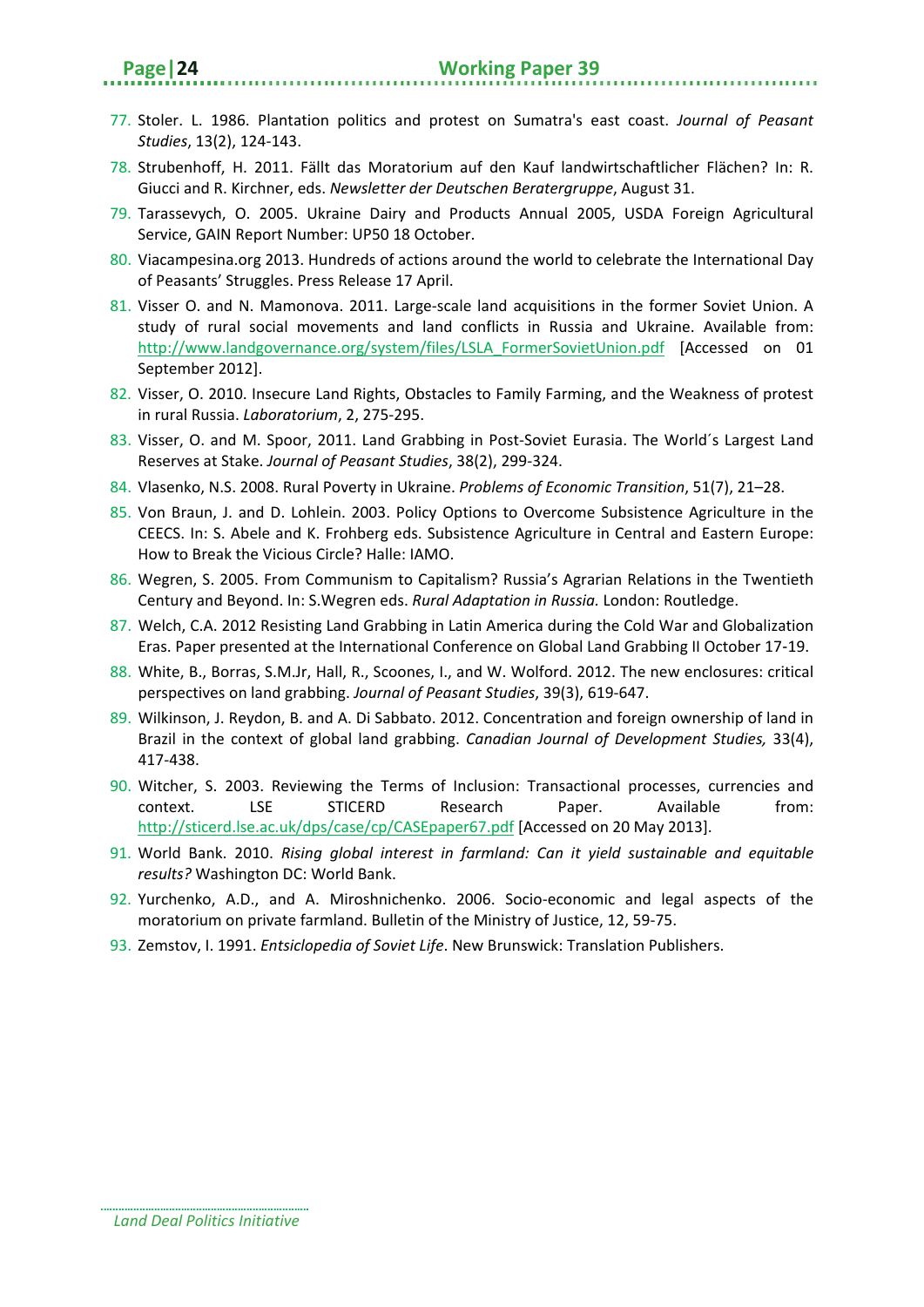77. Stoler. L. 1986. Plantation politics and protest on Sumatra's east coast. *Journal of Peasant Studies*, 13(2), 124-143.
78. Strubenhoff, H. 2011. Fällt das Moratorium auf den Kauf landwirtschaftlicher Flächen? In: R. Giucci and R. Kirchner, eds. *Newsletter der Deutschen Beratergruppe*, August 31.
79. Tarassevych, O. 2005. Ukraine Dairy and Products Annual 2005, USDA Foreign Agricultural Service, GAIN Report Number: UP50 18 October.
80. Viacampesina.org 2013. Hundreds of actions around the world to celebrate the International Day of Peasants' Struggles. Press Release 17 April.
81. Visser O. and N. Mamonova. 2011. Large-scale land acquisitions in the former Soviet Union. A study of rural social movements and land conflicts in Russia and Ukraine. Available from: http://www.landgovernance.org/system/files/LSLA_FormerSovietUnion.pdf [Accessed on 01 September 2012].
82. Visser, O. 2010. Insecure Land Rights, Obstacles to Family Farming, and the Weakness of protest in rural Russia. *Laboratorium*, 2, 275-295.
83. Visser, O. and M. Spoor, 2011. Land Grabbing in Post-Soviet Eurasia. The World´s Largest Land Reserves at Stake. *Journal of Peasant Studies*, 38(2), 299-324.
84. Vlasenko, N.S. 2008. Rural Poverty in Ukraine. *Problems of Economic Transition*, 51(7), 21–28.
85. Von Braun, J. and D. Lohlein. 2003. Policy Options to Overcome Subsistence Agriculture in the CEECS. In: S. Abele and K. Frohberg eds. Subsistence Agriculture in Central and Eastern Europe: How to Break the Vicious Circle? Halle: IAMO.
86. Wegren, S. 2005. From Communism to Capitalism? Russia's Agrarian Relations in the Twentieth Century and Beyond. In: S.Wegren eds. *Rural Adaptation in Russia.* London: Routledge.
87. Welch, C.A. 2012 Resisting Land Grabbing in Latin America during the Cold War and Globalization Eras. Paper presented at the International Conference on Global Land Grabbing II October 17-19.
88. White, B., Borras, S.M.Jr, Hall, R., Scoones, I., and W. Wolford. 2012. The new enclosures: critical perspectives on land grabbing. *Journal of Peasant Studies*, 39(3), 619-647.
89. Wilkinson, J. Reydon, B. and A. Di Sabbato. 2012. Concentration and foreign ownership of land in Brazil in the context of global land grabbing. *Canadian Journal of Development Studies,* 33(4), 417-438.
90. Witcher, S. 2003. Reviewing the Terms of Inclusion: Transactional processes, currencies and context. LSE STICERD Research Paper. Available from: http://sticerd.lse.ac.uk/dps/case/cp/CASEpaper67.pdf [Accessed on 20 May 2013].
91. World Bank. 2010. *Rising global interest in farmland: Can it yield sustainable and equitable results?* Washington DC: World Bank.
92. Yurchenko, A.D., and A. Miroshnichenko. 2006. Socio-economic and legal aspects of the moratorium on private farmland. Bulletin of the Ministry of Justice, 12, 59-75.
93. Zemstov, I. 1991. *Entsiclopedia of Soviet Life*. New Brunswick: Translation Publishers.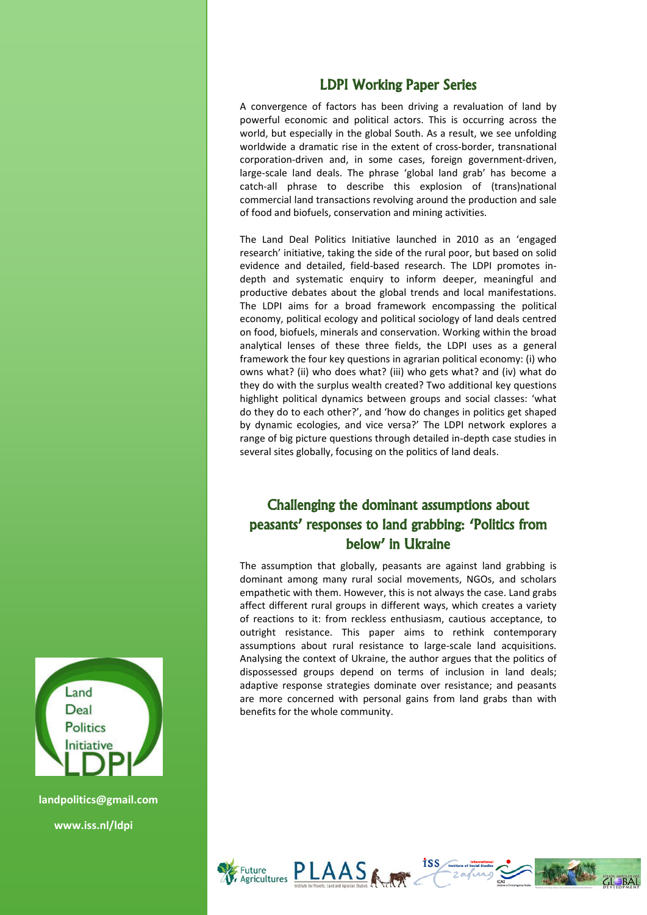## LDPI Working Paper Series

A convergence of factors has been driving a revaluation of land by powerful economic and political actors. This is occurring across the world, but especially in the global South. As a result, we see unfolding worldwide a dramatic rise in the extent of cross-border, transnational corporation-driven and, in some cases, foreign government-driven, large-scale land deals. The phrase 'global land grab' has become a catch-all phrase to describe this explosion of (trans)national commercial land transactions revolving around the production and sale of food and biofuels, conservation and mining activities.

The Land Deal Politics Initiative launched in 2010 as an 'engaged research' initiative, taking the side of the rural poor, but based on solid evidence and detailed, field-based research. The LDPI promotes in-depth and systematic enquiry to inform deeper, meaningful and productive debates about the global trends and local manifestations. The LDPI aims for a broad framework encompassing the political economy, political ecology and political sociology of land deals centred on food, biofuels, minerals and conservation. Working within the broad analytical lenses of these three fields, the LDPI uses as a general framework the four key questions in agrarian political economy: (i) who owns what? (ii) who does what? (iii) who gets what? and (iv) what do they do with the surplus wealth created? Two additional key questions highlight political dynamics between groups and social classes: 'what do they do to each other?', and 'how do changes in politics get shaped by dynamic ecologies, and vice versa?' The LDPI network explores a range of big picture questions through detailed in-depth case studies in several sites globally, focusing on the politics of land deals.

## Challenging the dominant assumptions about peasants' responses to land grabbing: 'Politics from below' in Ukraine

The assumption that globally, peasants are against land grabbing is dominant among many rural social movements, NGOs, and scholars empathetic with them. However, this is not always the case. Land grabs affect different rural groups in different ways, which creates a variety of reactions to it: from reckless enthusiasm, cautious acceptance, to outright resistance. This paper aims to rethink contemporary assumptions about rural resistance to large-scale land acquisitions. Analysing the context of Ukraine, the author argues that the politics of dispossessed groups depend on terms of inclusion in land deals; adaptive response strategies dominate over resistance; and peasants are more concerned with personal gains from land grabs than with benefits for the whole community.

Land Deal Politics Initiative LDPI

landpolitics@gmail.com

www.iss.nl/ldpi